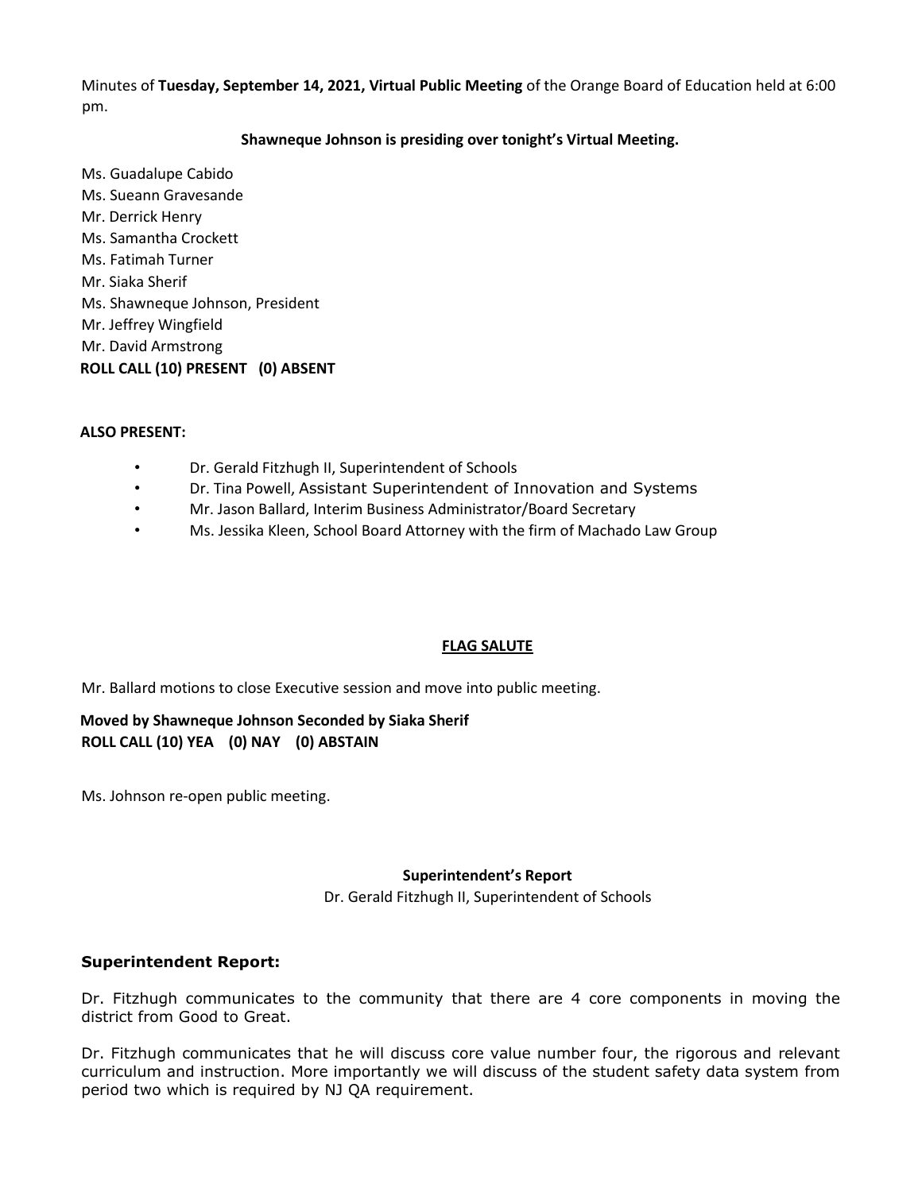Minutes of **Tuesday, September 14, 2021, Virtual Public Meeting** of the Orange Board of Education held at 6:00 pm.

**Shawneque Johnson is presiding over tonight's Virtual Meeting.**

Ms. Guadalupe Cabido
Ms. Sueann Gravesande
Mr. Derrick Henry
Ms. Samantha Crockett
Ms. Fatimah Turner
Mr. Siaka Sherif
Ms. Shawneque Johnson, President
Mr. Jeffrey Wingfield
Mr. David Armstrong
**ROLL CALL (10) PRESENT (0) ABSENT**

**ALSO PRESENT:**

- Dr. Gerald Fitzhugh II, Superintendent of Schools
- Dr. Tina Powell, Assistant Superintendent of Innovation and Systems
- Mr. Jason Ballard, Interim Business Administrator/Board Secretary
- Ms. Jessika Kleen, School Board Attorney with the firm of Machado Law Group

**FLAG SALUTE**

Mr. Ballard motions to close Executive session and move into public meeting.

**Moved by Shawneque Johnson Seconded by Siaka Sherif**
**ROLL CALL (10) YEA (0) NAY (0) ABSTAIN**

Ms. Johnson re-open public meeting.

**Superintendent's Report**

Dr. Gerald Fitzhugh II, Superintendent of Schools

**Superintendent Report:**

Dr. Fitzhugh communicates to the community that there are 4 core components in moving the district from Good to Great.

Dr. Fitzhugh communicates that he will discuss core value number four, the rigorous and relevant curriculum and instruction. More importantly we will discuss of the student safety data system from period two which is required by NJ QA requirement.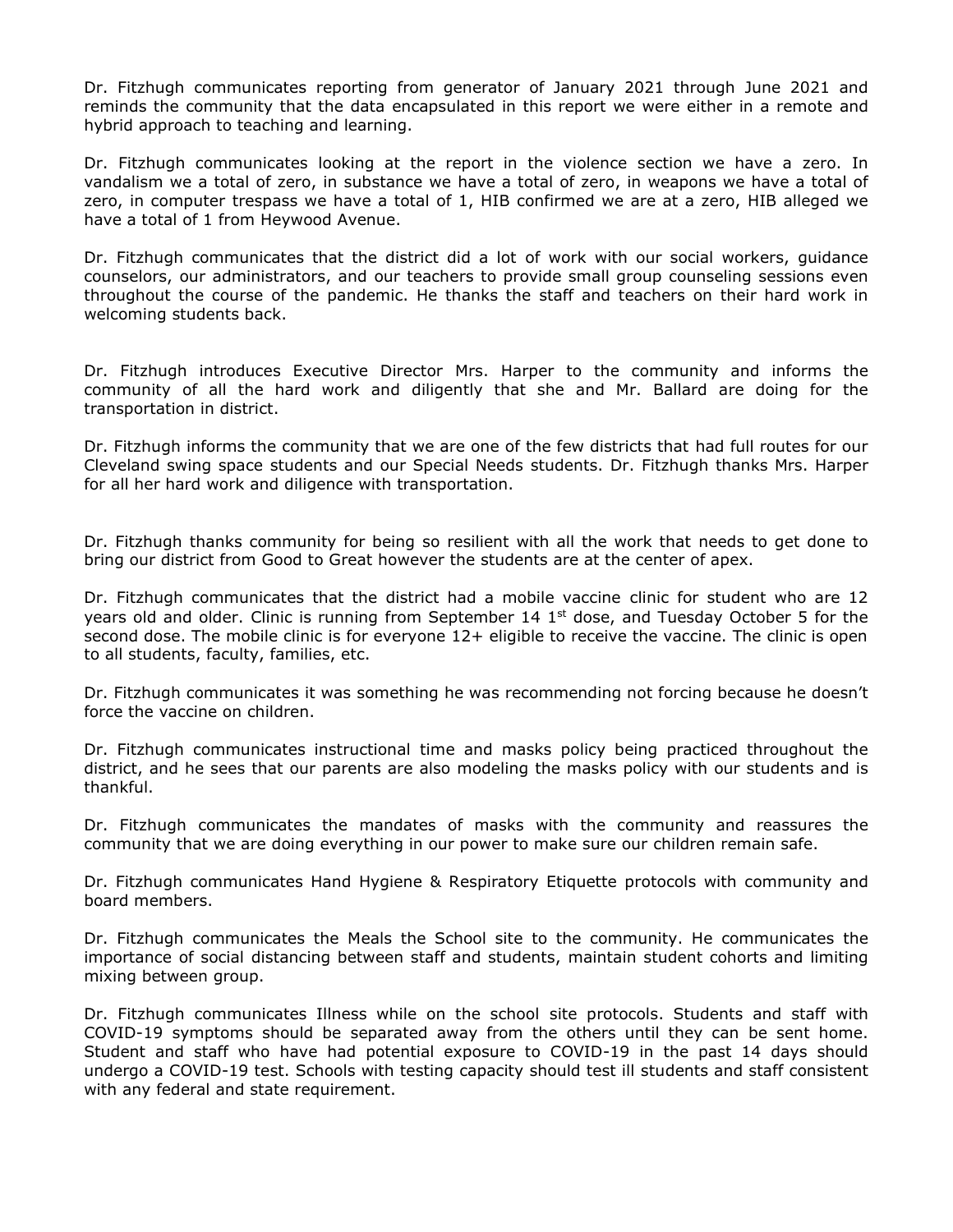Dr. Fitzhugh communicates reporting from generator of January 2021 through June 2021 and reminds the community that the data encapsulated in this report we were either in a remote and hybrid approach to teaching and learning.

Dr. Fitzhugh communicates looking at the report in the violence section we have a zero. In vandalism we a total of zero, in substance we have a total of zero, in weapons we have a total of zero, in computer trespass we have a total of 1, HIB confirmed we are at a zero, HIB alleged we have a total of 1 from Heywood Avenue.

Dr. Fitzhugh communicates that the district did a lot of work with our social workers, guidance counselors, our administrators, and our teachers to provide small group counseling sessions even throughout the course of the pandemic. He thanks the staff and teachers on their hard work in welcoming students back.

Dr. Fitzhugh introduces Executive Director Mrs. Harper to the community and informs the community of all the hard work and diligently that she and Mr. Ballard are doing for the transportation in district.

Dr. Fitzhugh informs the community that we are one of the few districts that had full routes for our Cleveland swing space students and our Special Needs students. Dr. Fitzhugh thanks Mrs. Harper for all her hard work and diligence with transportation.

Dr. Fitzhugh thanks community for being so resilient with all the work that needs to get done to bring our district from Good to Great however the students are at the center of apex.

Dr. Fitzhugh communicates that the district had a mobile vaccine clinic for student who are 12 years old and older. Clinic is running from September 14 1st dose, and Tuesday October 5 for the second dose. The mobile clinic is for everyone 12+ eligible to receive the vaccine. The clinic is open to all students, faculty, families, etc.

Dr. Fitzhugh communicates it was something he was recommending not forcing because he doesn't force the vaccine on children.

Dr. Fitzhugh communicates instructional time and masks policy being practiced throughout the district, and he sees that our parents are also modeling the masks policy with our students and is thankful.

Dr. Fitzhugh communicates the mandates of masks with the community and reassures the community that we are doing everything in our power to make sure our children remain safe.

Dr. Fitzhugh communicates Hand Hygiene & Respiratory Etiquette protocols with community and board members.

Dr. Fitzhugh communicates the Meals the School site to the community. He communicates the importance of social distancing between staff and students, maintain student cohorts and limiting mixing between group.

Dr. Fitzhugh communicates Illness while on the school site protocols. Students and staff with COVID-19 symptoms should be separated away from the others until they can be sent home. Student and staff who have had potential exposure to COVID-19 in the past 14 days should undergo a COVID-19 test. Schools with testing capacity should test ill students and staff consistent with any federal and state requirement.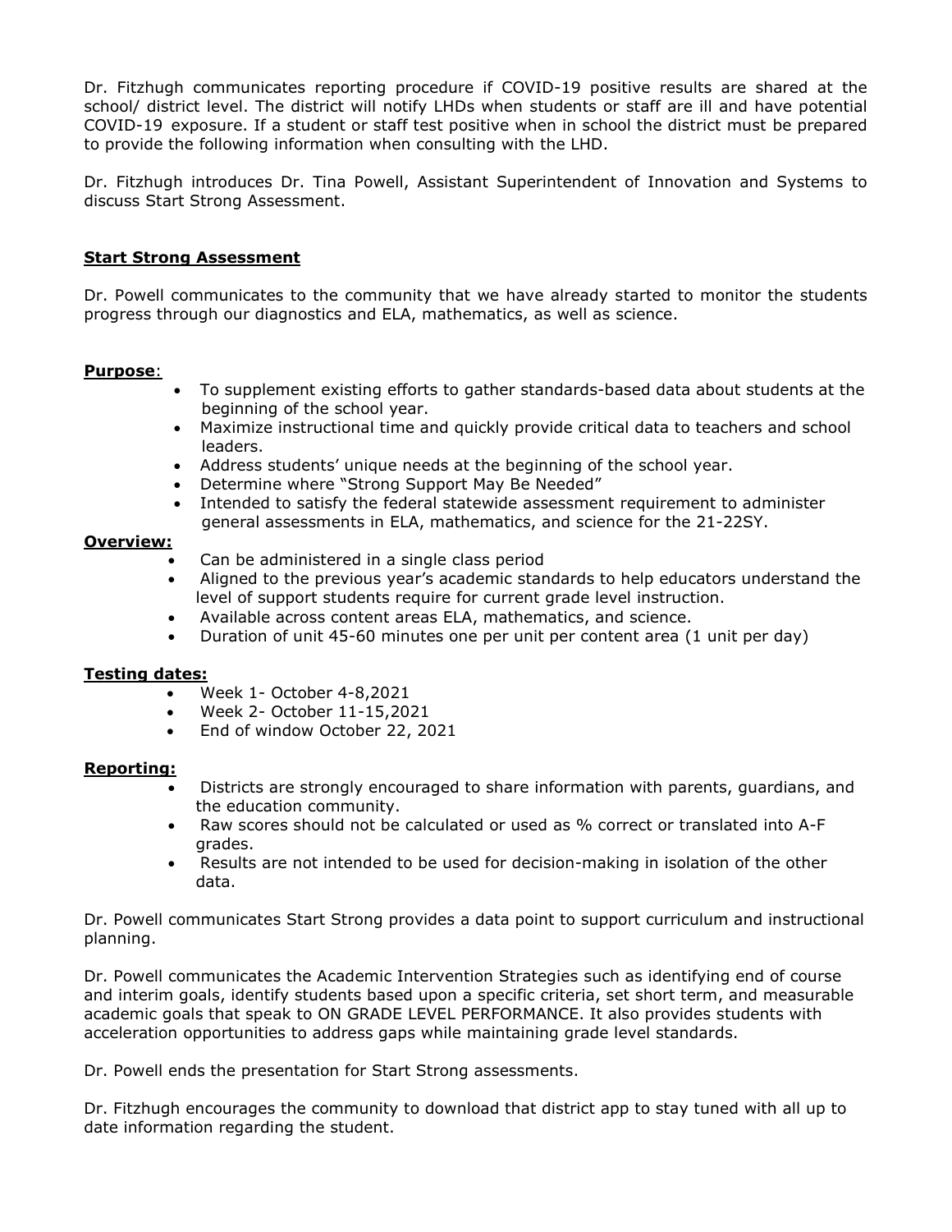Dr. Fitzhugh communicates reporting procedure if COVID-19 positive results are shared at the school/ district level. The district will notify LHDs when students or staff are ill and have potential COVID-19 exposure. If a student or staff test positive when in school the district must be prepared to provide the following information when consulting with the LHD.

Dr. Fitzhugh introduces Dr. Tina Powell, Assistant Superintendent of Innovation and Systems to discuss Start Strong Assessment.

## Start Strong Assessment

Dr. Powell communicates to the community that we have already started to monitor the students progress through our diagnostics and ELA, mathematics, as well as science.

**Purpose**:

- To supplement existing efforts to gather standards-based data about students at the beginning of the school year.
- Maximize instructional time and quickly provide critical data to teachers and school leaders.
- Address students' unique needs at the beginning of the school year.
- Determine where "Strong Support May Be Needed"
- Intended to satisfy the federal statewide assessment requirement to administer general assessments in ELA, mathematics, and science for the 21-22SY.

**Overview:**

- Can be administered in a single class period
- Aligned to the previous year's academic standards to help educators understand the level of support students require for current grade level instruction.
- Available across content areas ELA, mathematics, and science.
- Duration of unit 45-60 minutes one per unit per content area (1 unit per day)

**Testing dates:**

- Week 1- October 4-8,2021
- Week 2- October 11-15,2021
- End of window October 22, 2021

**Reporting:**

- Districts are strongly encouraged to share information with parents, guardians, and the education community.
- Raw scores should not be calculated or used as % correct or translated into A-F grades.
- Results are not intended to be used for decision-making in isolation of the other data.

Dr. Powell communicates Start Strong provides a data point to support curriculum and instructional planning.

Dr. Powell communicates the Academic Intervention Strategies such as identifying end of course and interim goals, identify students based upon a specific criteria, set short term, and measurable academic goals that speak to ON GRADE LEVEL PERFORMANCE. It also provides students with acceleration opportunities to address gaps while maintaining grade level standards.

Dr. Powell ends the presentation for Start Strong assessments.

Dr. Fitzhugh encourages the community to download that district app to stay tuned with all up to date information regarding the student.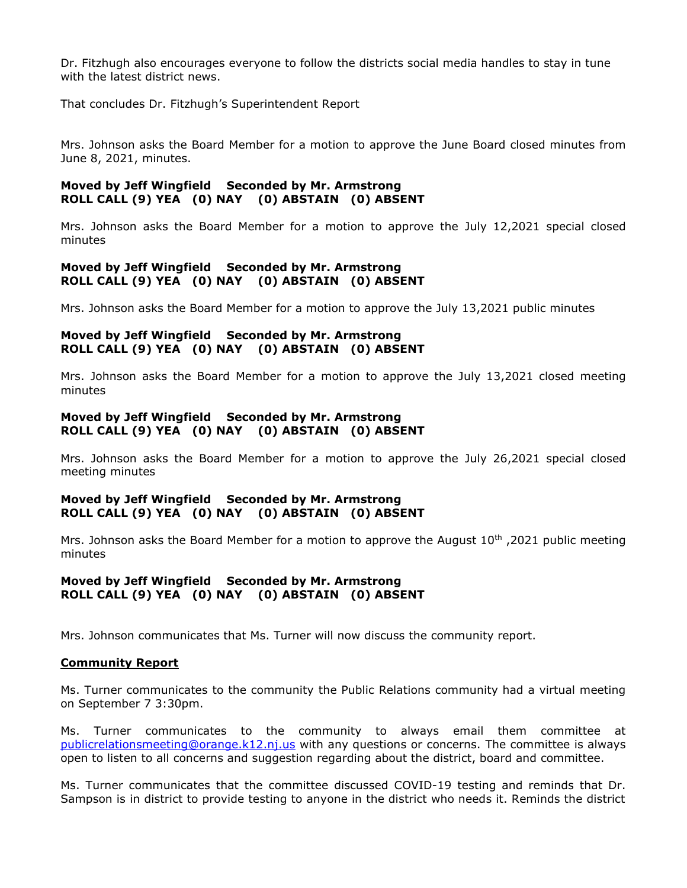Dr. Fitzhugh also encourages everyone to follow the districts social media handles to stay in tune with the latest district news.

That concludes Dr. Fitzhugh's Superintendent Report

Mrs. Johnson asks the Board Member for a motion to approve the June Board closed minutes from June 8, 2021, minutes.

**Moved by Jeff Wingfield Seconded by Mr. Armstrong**
**ROLL CALL (9) YEA (0) NAY (0) ABSTAIN (0) ABSENT**

Mrs. Johnson asks the Board Member for a motion to approve the July 12,2021 special closed minutes

**Moved by Jeff Wingfield Seconded by Mr. Armstrong**
**ROLL CALL (9) YEA (0) NAY (0) ABSTAIN (0) ABSENT**

Mrs. Johnson asks the Board Member for a motion to approve the July 13,2021 public minutes

**Moved by Jeff Wingfield Seconded by Mr. Armstrong**
**ROLL CALL (9) YEA (0) NAY (0) ABSTAIN (0) ABSENT**

Mrs. Johnson asks the Board Member for a motion to approve the July 13,2021 closed meeting minutes

**Moved by Jeff Wingfield Seconded by Mr. Armstrong**
**ROLL CALL (9) YEA (0) NAY (0) ABSTAIN (0) ABSENT**

Mrs. Johnson asks the Board Member for a motion to approve the July 26,2021 special closed meeting minutes

**Moved by Jeff Wingfield Seconded by Mr. Armstrong**
**ROLL CALL (9) YEA (0) NAY (0) ABSTAIN (0) ABSENT**

Mrs. Johnson asks the Board Member for a motion to approve the August 10th ,2021 public meeting minutes

**Moved by Jeff Wingfield Seconded by Mr. Armstrong**
**ROLL CALL (9) YEA (0) NAY (0) ABSTAIN (0) ABSENT**

Mrs. Johnson communicates that Ms. Turner will now discuss the community report.

**Community Report**

Ms. Turner communicates to the community the Public Relations community had a virtual meeting on September 7 3:30pm.

Ms. Turner communicates to the community to always email them committee at publicrelationsmeeting@orange.k12.nj.us with any questions or concerns. The committee is always open to listen to all concerns and suggestion regarding about the district, board and committee.

Ms. Turner communicates that the committee discussed COVID-19 testing and reminds that Dr. Sampson is in district to provide testing to anyone in the district who needs it. Reminds the district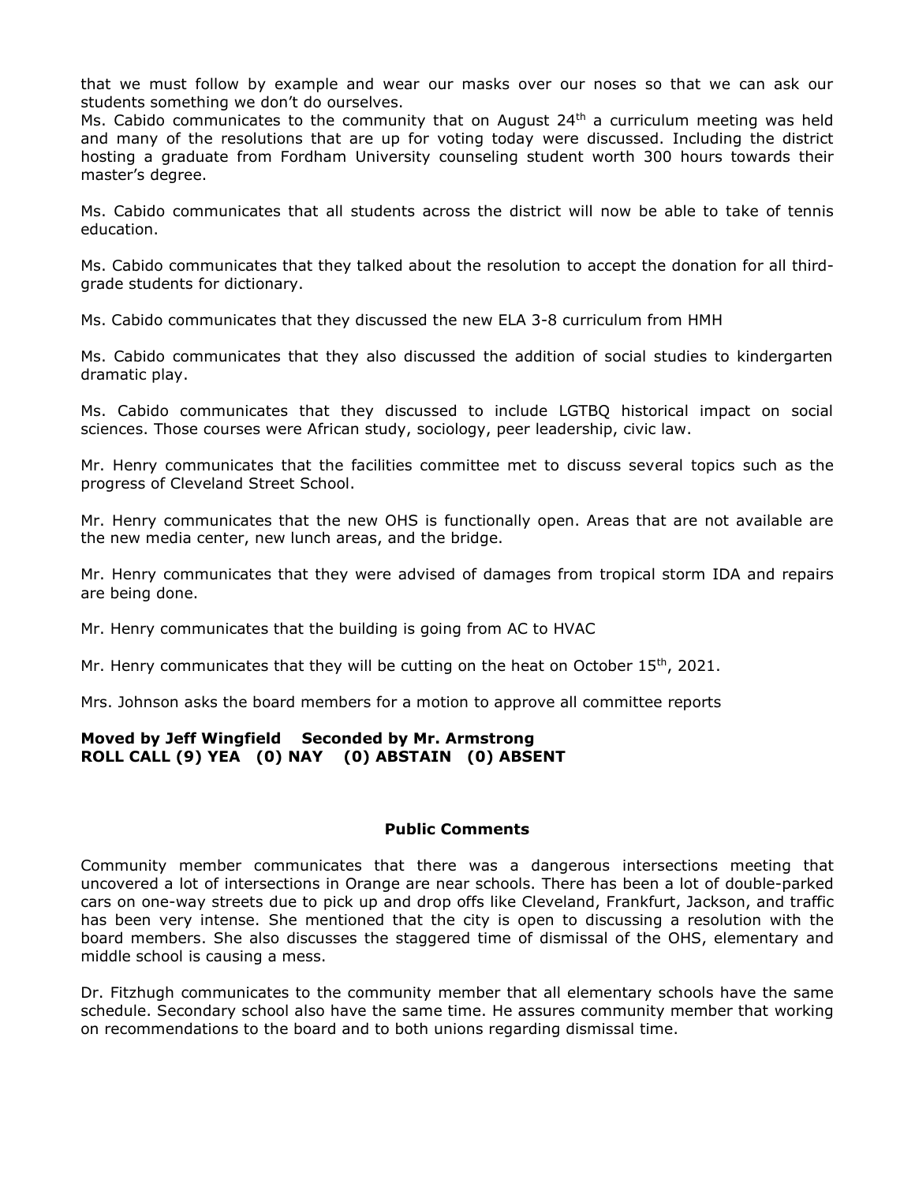that we must follow by example and wear our masks over our noses so that we can ask our students something we don't do ourselves.
Ms. Cabido communicates to the community that on August 24th a curriculum meeting was held and many of the resolutions that are up for voting today were discussed. Including the district hosting a graduate from Fordham University counseling student worth 300 hours towards their master's degree.

Ms. Cabido communicates that all students across the district will now be able to take of tennis education.

Ms. Cabido communicates that they talked about the resolution to accept the donation for all third-grade students for dictionary.

Ms. Cabido communicates that they discussed the new ELA 3-8 curriculum from HMH

Ms. Cabido communicates that they also discussed the addition of social studies to kindergarten dramatic play.

Ms. Cabido communicates that they discussed to include LGTBQ historical impact on social sciences. Those courses were African study, sociology, peer leadership, civic law.

Mr. Henry communicates that the facilities committee met to discuss several topics such as the progress of Cleveland Street School.

Mr. Henry communicates that the new OHS is functionally open. Areas that are not available are the new media center, new lunch areas, and the bridge.

Mr. Henry communicates that they were advised of damages from tropical storm IDA and repairs are being done.

Mr. Henry communicates that the building is going from AC to HVAC

Mr. Henry communicates that they will be cutting on the heat on October 15th, 2021.

Mrs. Johnson asks the board members for a motion to approve all committee reports

**Moved by Jeff Wingfield    Seconded by Mr. Armstrong**
**ROLL CALL (9) YEA   (0) NAY   (0) ABSTAIN   (0) ABSENT**

## Public Comments

Community member communicates that there was a dangerous intersections meeting that uncovered a lot of intersections in Orange are near schools. There has been a lot of double-parked cars on one-way streets due to pick up and drop offs like Cleveland, Frankfurt, Jackson, and traffic has been very intense. She mentioned that the city is open to discussing a resolution with the board members. She also discusses the staggered time of dismissal of the OHS, elementary and middle school is causing a mess.

Dr. Fitzhugh communicates to the community member that all elementary schools have the same schedule. Secondary school also have the same time. He assures community member that working on recommendations to the board and to both unions regarding dismissal time.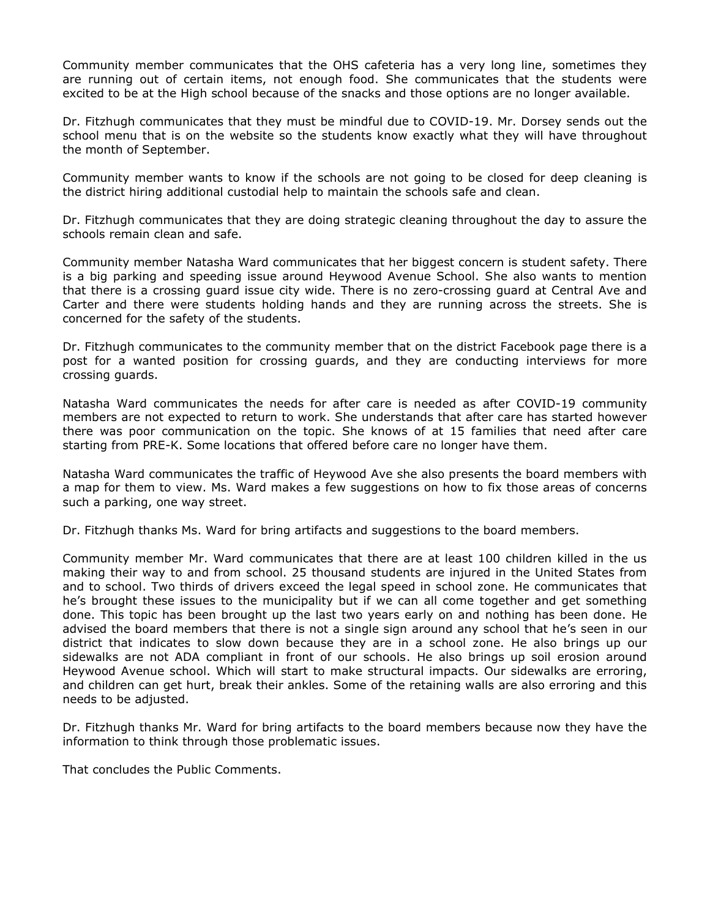Community member communicates that the OHS cafeteria has a very long line, sometimes they are running out of certain items, not enough food. She communicates that the students were excited to be at the High school because of the snacks and those options are no longer available.

Dr. Fitzhugh communicates that they must be mindful due to COVID-19. Mr. Dorsey sends out the school menu that is on the website so the students know exactly what they will have throughout the month of September.

Community member wants to know if the schools are not going to be closed for deep cleaning is the district hiring additional custodial help to maintain the schools safe and clean.

Dr. Fitzhugh communicates that they are doing strategic cleaning throughout the day to assure the schools remain clean and safe.

Community member Natasha Ward communicates that her biggest concern is student safety. There is a big parking and speeding issue around Heywood Avenue School. She also wants to mention that there is a crossing guard issue city wide. There is no zero-crossing guard at Central Ave and Carter and there were students holding hands and they are running across the streets. She is concerned for the safety of the students.

Dr. Fitzhugh communicates to the community member that on the district Facebook page there is a post for a wanted position for crossing guards, and they are conducting interviews for more crossing guards.

Natasha Ward communicates the needs for after care is needed as after COVID-19 community members are not expected to return to work. She understands that after care has started however there was poor communication on the topic. She knows of at 15 families that need after care starting from PRE-K. Some locations that offered before care no longer have them.

Natasha Ward communicates the traffic of Heywood Ave she also presents the board members with a map for them to view. Ms. Ward makes a few suggestions on how to fix those areas of concerns such a parking, one way street.

Dr. Fitzhugh thanks Ms. Ward for bring artifacts and suggestions to the board members.

Community member Mr. Ward communicates that there are at least 100 children killed in the us making their way to and from school. 25 thousand students are injured in the United States from and to school. Two thirds of drivers exceed the legal speed in school zone. He communicates that he's brought these issues to the municipality but if we can all come together and get something done. This topic has been brought up the last two years early on and nothing has been done. He advised the board members that there is not a single sign around any school that he's seen in our district that indicates to slow down because they are in a school zone. He also brings up our sidewalks are not ADA compliant in front of our schools. He also brings up soil erosion around Heywood Avenue school. Which will start to make structural impacts. Our sidewalks are erroring, and children can get hurt, break their ankles. Some of the retaining walls are also erroring and this needs to be adjusted.

Dr. Fitzhugh thanks Mr. Ward for bring artifacts to the board members because now they have the information to think through those problematic issues.

That concludes the Public Comments.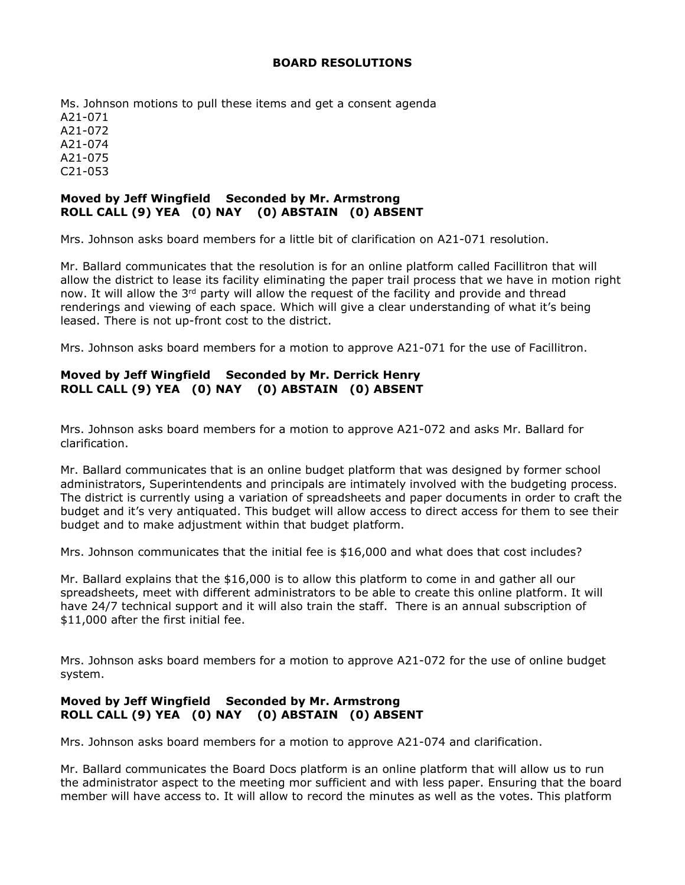## BOARD RESOLUTIONS

Ms. Johnson motions to pull these items and get a consent agenda
A21-071
A21-072
A21-074
A21-075
C21-053

**Moved by Jeff Wingfield Seconded by Mr. Armstrong**
**ROLL CALL (9) YEA (0) NAY (0) ABSTAIN (0) ABSENT**

Mrs. Johnson asks board members for a little bit of clarification on A21-071 resolution.

Mr. Ballard communicates that the resolution is for an online platform called Facillitron that will allow the district to lease its facility eliminating the paper trail process that we have in motion right now. It will allow the 3rd party will allow the request of the facility and provide and thread renderings and viewing of each space. Which will give a clear understanding of what it's being leased. There is not up-front cost to the district.

Mrs. Johnson asks board members for a motion to approve A21-071 for the use of Facillitron.

**Moved by Jeff Wingfield Seconded by Mr. Derrick Henry**
**ROLL CALL (9) YEA (0) NAY (0) ABSTAIN (0) ABSENT**

Mrs. Johnson asks board members for a motion to approve A21-072 and asks Mr. Ballard for clarification.

Mr. Ballard communicates that is an online budget platform that was designed by former school administrators, Superintendents and principals are intimately involved with the budgeting process. The district is currently using a variation of spreadsheets and paper documents in order to craft the budget and it's very antiquated. This budget will allow access to direct access for them to see their budget and to make adjustment within that budget platform.

Mrs. Johnson communicates that the initial fee is $16,000 and what does that cost includes?

Mr. Ballard explains that the $16,000 is to allow this platform to come in and gather all our spreadsheets, meet with different administrators to be able to create this online platform. It will have 24/7 technical support and it will also train the staff. There is an annual subscription of $11,000 after the first initial fee.

Mrs. Johnson asks board members for a motion to approve A21-072 for the use of online budget system.

**Moved by Jeff Wingfield Seconded by Mr. Armstrong**
**ROLL CALL (9) YEA (0) NAY (0) ABSTAIN (0) ABSENT**

Mrs. Johnson asks board members for a motion to approve A21-074 and clarification.

Mr. Ballard communicates the Board Docs platform is an online platform that will allow us to run the administrator aspect to the meeting mor sufficient and with less paper. Ensuring that the board member will have access to. It will allow to record the minutes as well as the votes. This platform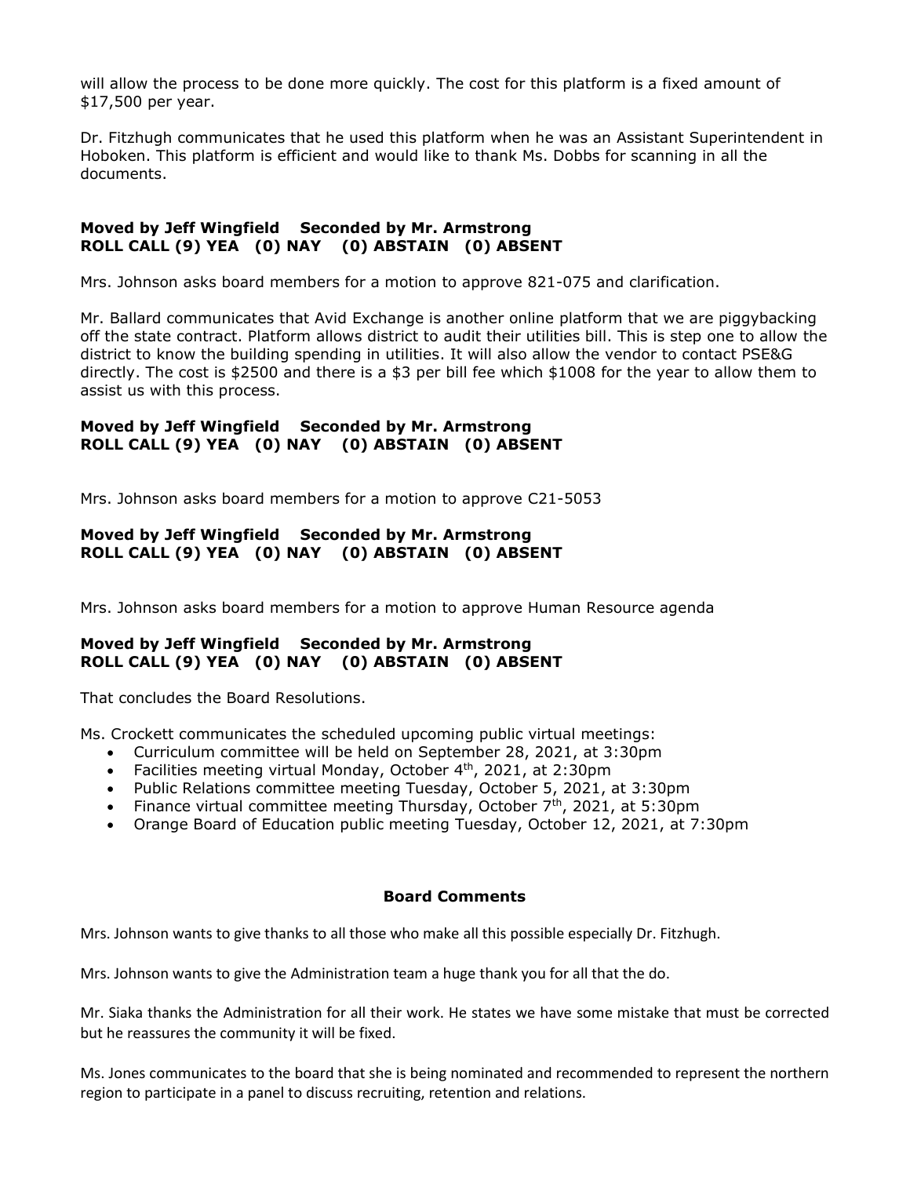will allow the process to be done more quickly. The cost for this platform is a fixed amount of $17,500 per year.

Dr. Fitzhugh communicates that he used this platform when he was an Assistant Superintendent in Hoboken. This platform is efficient and would like to thank Ms. Dobbs for scanning in all the documents.

**Moved by Jeff Wingfield Seconded by Mr. Armstrong**
**ROLL CALL (9) YEA (0) NAY (0) ABSTAIN (0) ABSENT**

Mrs. Johnson asks board members for a motion to approve 821-075 and clarification.

Mr. Ballard communicates that Avid Exchange is another online platform that we are piggybacking off the state contract. Platform allows district to audit their utilities bill. This is step one to allow the district to know the building spending in utilities. It will also allow the vendor to contact PSE&G directly. The cost is $2500 and there is a $3 per bill fee which $1008 for the year to allow them to assist us with this process.

**Moved by Jeff Wingfield Seconded by Mr. Armstrong**
**ROLL CALL (9) YEA (0) NAY (0) ABSTAIN (0) ABSENT**

Mrs. Johnson asks board members for a motion to approve C21-5053

**Moved by Jeff Wingfield Seconded by Mr. Armstrong**
**ROLL CALL (9) YEA (0) NAY (0) ABSTAIN (0) ABSENT**

Mrs. Johnson asks board members for a motion to approve Human Resource agenda

**Moved by Jeff Wingfield Seconded by Mr. Armstrong**
**ROLL CALL (9) YEA (0) NAY (0) ABSTAIN (0) ABSENT**

That concludes the Board Resolutions.

Ms. Crockett communicates the scheduled upcoming public virtual meetings:

- Curriculum committee will be held on September 28, 2021, at 3:30pm
- Facilities meeting virtual Monday, October 4th, 2021, at 2:30pm
- Public Relations committee meeting Tuesday, October 5, 2021, at 3:30pm
- Finance virtual committee meeting Thursday, October 7th, 2021, at 5:30pm
- Orange Board of Education public meeting Tuesday, October 12, 2021, at 7:30pm

## Board Comments

Mrs. Johnson wants to give thanks to all those who make all this possible especially Dr. Fitzhugh.

Mrs. Johnson wants to give the Administration team a huge thank you for all that the do.

Mr. Siaka thanks the Administration for all their work. He states we have some mistake that must be corrected but he reassures the community it will be fixed.

Ms. Jones communicates to the board that she is being nominated and recommended to represent the northern region to participate in a panel to discuss recruiting, retention and relations.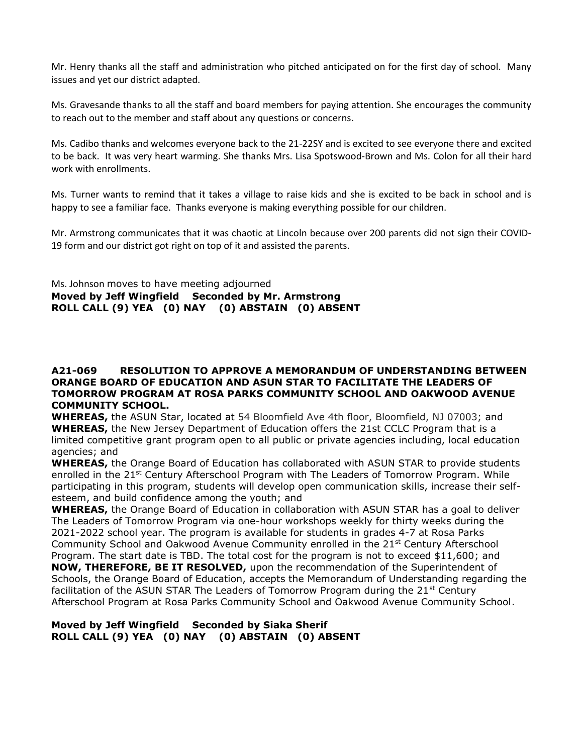Mr. Henry thanks all the staff and administration who pitched anticipated on for the first day of school. Many issues and yet our district adapted.

Ms. Gravesande thanks to all the staff and board members for paying attention. She encourages the community to reach out to the member and staff about any questions or concerns.

Ms. Cadibo thanks and welcomes everyone back to the 21-22SY and is excited to see everyone there and excited to be back. It was very heart warming. She thanks Mrs. Lisa Spotswood-Brown and Ms. Colon for all their hard work with enrollments.

Ms. Turner wants to remind that it takes a village to raise kids and she is excited to be back in school and is happy to see a familiar face. Thanks everyone is making everything possible for our children.

Mr. Armstrong communicates that it was chaotic at Lincoln because over 200 parents did not sign their COVID-19 form and our district got right on top of it and assisted the parents.

Ms. Johnson moves to have meeting adjourned
**Moved by Jeff Wingfield Seconded by Mr. Armstrong**
**ROLL CALL (9) YEA (0) NAY (0) ABSTAIN (0) ABSENT**

**A21-069 RESOLUTION TO APPROVE A MEMORANDUM OF UNDERSTANDING BETWEEN ORANGE BOARD OF EDUCATION AND ASUN STAR TO FACILITATE THE LEADERS OF TOMORROW PROGRAM AT ROSA PARKS COMMUNITY SCHOOL AND OAKWOOD AVENUE COMMUNITY SCHOOL.**

**WHEREAS,** the ASUN Star, located at 54 Bloomfield Ave 4th floor, Bloomfield, NJ 07003; and
**WHEREAS,** the New Jersey Department of Education offers the 21st CCLC Program that is a limited competitive grant program open to all public or private agencies including, local education agencies; and
**WHEREAS,** the Orange Board of Education has collaborated with ASUN STAR to provide students enrolled in the 21st Century Afterschool Program with The Leaders of Tomorrow Program. While participating in this program, students will develop open communication skills, increase their self-esteem, and build confidence among the youth; and
**WHEREAS,** the Orange Board of Education in collaboration with ASUN STAR has a goal to deliver The Leaders of Tomorrow Program via one-hour workshops weekly for thirty weeks during the 2021-2022 school year. The program is available for students in grades 4-7 at Rosa Parks Community School and Oakwood Avenue Community enrolled in the 21st Century Afterschool Program. The start date is TBD. The total cost for the program is not to exceed $11,600; and
**NOW, THEREFORE, BE IT RESOLVED,** upon the recommendation of the Superintendent of Schools, the Orange Board of Education, accepts the Memorandum of Understanding regarding the facilitation of the ASUN STAR The Leaders of Tomorrow Program during the 21st Century Afterschool Program at Rosa Parks Community School and Oakwood Avenue Community School.

**Moved by Jeff Wingfield Seconded by Siaka Sherif**
**ROLL CALL (9) YEA (0) NAY (0) ABSTAIN (0) ABSENT**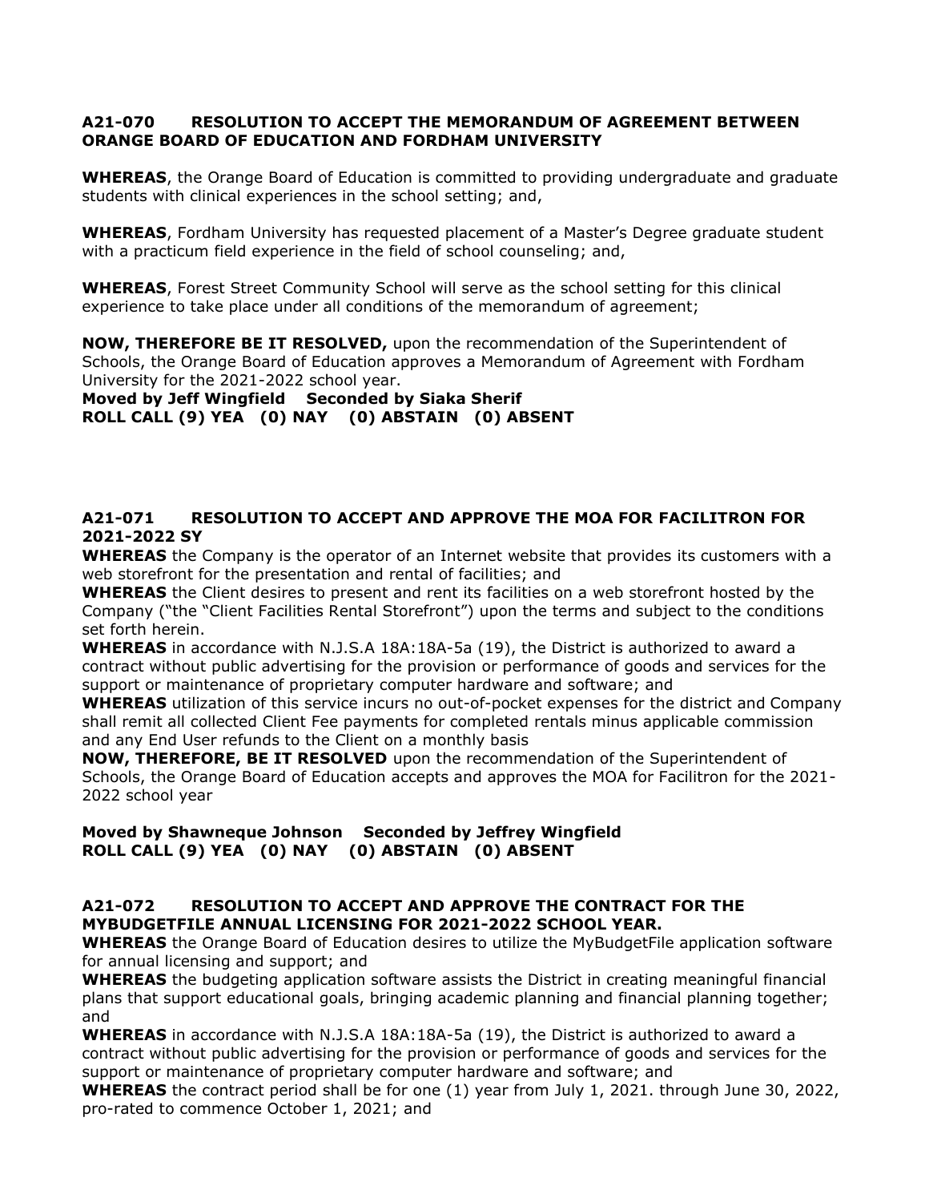**A21-070 RESOLUTION TO ACCEPT THE MEMORANDUM OF AGREEMENT BETWEEN ORANGE BOARD OF EDUCATION AND FORDHAM UNIVERSITY**

**WHEREAS**, the Orange Board of Education is committed to providing undergraduate and graduate students with clinical experiences in the school setting; and,

**WHEREAS**, Fordham University has requested placement of a Master's Degree graduate student with a practicum field experience in the field of school counseling; and,

**WHEREAS**, Forest Street Community School will serve as the school setting for this clinical experience to take place under all conditions of the memorandum of agreement;

**NOW, THEREFORE BE IT RESOLVED,** upon the recommendation of the Superintendent of Schools, the Orange Board of Education approves a Memorandum of Agreement with Fordham University for the 2021-2022 school year.

**Moved by Jeff Wingfield Seconded by Siaka Sherif**
**ROLL CALL (9) YEA (0) NAY (0) ABSTAIN (0) ABSENT**

**A21-071 RESOLUTION TO ACCEPT AND APPROVE THE MOA FOR FACILITRON FOR 2021-2022 SY**

**WHEREAS** the Company is the operator of an Internet website that provides its customers with a web storefront for the presentation and rental of facilities; and

**WHEREAS** the Client desires to present and rent its facilities on a web storefront hosted by the Company ("the "Client Facilities Rental Storefront") upon the terms and subject to the conditions set forth herein.

**WHEREAS** in accordance with N.J.S.A 18A:18A-5a (19), the District is authorized to award a contract without public advertising for the provision or performance of goods and services for the support or maintenance of proprietary computer hardware and software; and

**WHEREAS** utilization of this service incurs no out-of-pocket expenses for the district and Company shall remit all collected Client Fee payments for completed rentals minus applicable commission and any End User refunds to the Client on a monthly basis

**NOW, THEREFORE, BE IT RESOLVED** upon the recommendation of the Superintendent of Schools, the Orange Board of Education accepts and approves the MOA for Facilitron for the 2021-2022 school year

**Moved by Shawneque Johnson Seconded by Jeffrey Wingfield**
**ROLL CALL (9) YEA (0) NAY (0) ABSTAIN (0) ABSENT**

**A21-072 RESOLUTION TO ACCEPT AND APPROVE THE CONTRACT FOR THE MYBUDGETFILE ANNUAL LICENSING FOR 2021-2022 SCHOOL YEAR.**

**WHEREAS** the Orange Board of Education desires to utilize the MyBudgetFile application software for annual licensing and support; and

**WHEREAS** the budgeting application software assists the District in creating meaningful financial plans that support educational goals, bringing academic planning and financial planning together; and

**WHEREAS** in accordance with N.J.S.A 18A:18A-5a (19), the District is authorized to award a contract without public advertising for the provision or performance of goods and services for the support or maintenance of proprietary computer hardware and software; and

**WHEREAS** the contract period shall be for one (1) year from July 1, 2021. through June 30, 2022, pro-rated to commence October 1, 2021; and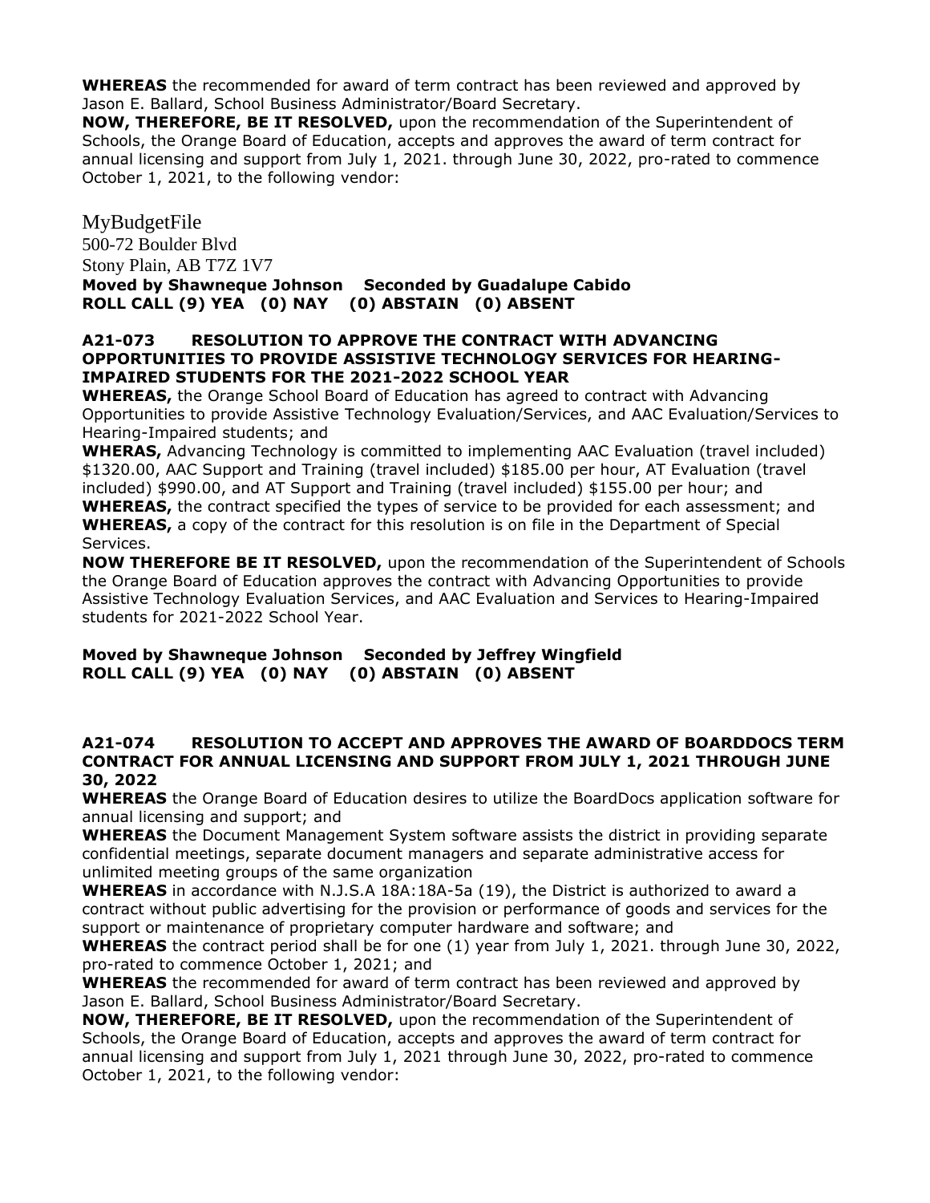**WHEREAS** the recommended for award of term contract has been reviewed and approved by Jason E. Ballard, School Business Administrator/Board Secretary.

**NOW, THEREFORE, BE IT RESOLVED,** upon the recommendation of the Superintendent of Schools, the Orange Board of Education, accepts and approves the award of term contract for annual licensing and support from July 1, 2021. through June 30, 2022, pro-rated to commence October 1, 2021, to the following vendor:

MyBudgetFile
500-72 Boulder Blvd
Stony Plain, AB T7Z 1V7

**Moved by Shawneque Johnson Seconded by Guadalupe Cabido**
**ROLL CALL (9) YEA (0) NAY (0) ABSTAIN (0) ABSENT**

### A21-073 RESOLUTION TO APPROVE THE CONTRACT WITH ADVANCING OPPORTUNITIES TO PROVIDE ASSISTIVE TECHNOLOGY SERVICES FOR HEARING-IMPAIRED STUDENTS FOR THE 2021-2022 SCHOOL YEAR

**WHEREAS,** the Orange School Board of Education has agreed to contract with Advancing Opportunities to provide Assistive Technology Evaluation/Services, and AAC Evaluation/Services to Hearing-Impaired students; and

**WHERAS,** Advancing Technology is committed to implementing AAC Evaluation (travel included) $1320.00, AAC Support and Training (travel included) $185.00 per hour, AT Evaluation (travel included) $990.00, and AT Support and Training (travel included) $155.00 per hour; and

**WHEREAS,** the contract specified the types of service to be provided for each assessment; and

**WHEREAS,** a copy of the contract for this resolution is on file in the Department of Special Services.

**NOW THEREFORE BE IT RESOLVED,** upon the recommendation of the Superintendent of Schools the Orange Board of Education approves the contract with Advancing Opportunities to provide Assistive Technology Evaluation Services, and AAC Evaluation and Services to Hearing-Impaired students for 2021-2022 School Year.

**Moved by Shawneque Johnson Seconded by Jeffrey Wingfield**
**ROLL CALL (9) YEA (0) NAY (0) ABSTAIN (0) ABSENT**

### A21-074 RESOLUTION TO ACCEPT AND APPROVES THE AWARD OF BOARDDOCS TERM CONTRACT FOR ANNUAL LICENSING AND SUPPORT FROM JULY 1, 2021 THROUGH JUNE 30, 2022

**WHEREAS** the Orange Board of Education desires to utilize the BoardDocs application software for annual licensing and support; and

**WHEREAS** the Document Management System software assists the district in providing separate confidential meetings, separate document managers and separate administrative access for unlimited meeting groups of the same organization

**WHEREAS** in accordance with N.J.S.A 18A:18A-5a (19), the District is authorized to award a contract without public advertising for the provision or performance of goods and services for the support or maintenance of proprietary computer hardware and software; and

**WHEREAS** the contract period shall be for one (1) year from July 1, 2021. through June 30, 2022, pro-rated to commence October 1, 2021; and

**WHEREAS** the recommended for award of term contract has been reviewed and approved by Jason E. Ballard, School Business Administrator/Board Secretary.

**NOW, THEREFORE, BE IT RESOLVED,** upon the recommendation of the Superintendent of Schools, the Orange Board of Education, accepts and approves the award of term contract for annual licensing and support from July 1, 2021 through June 30, 2022, pro-rated to commence October 1, 2021, to the following vendor: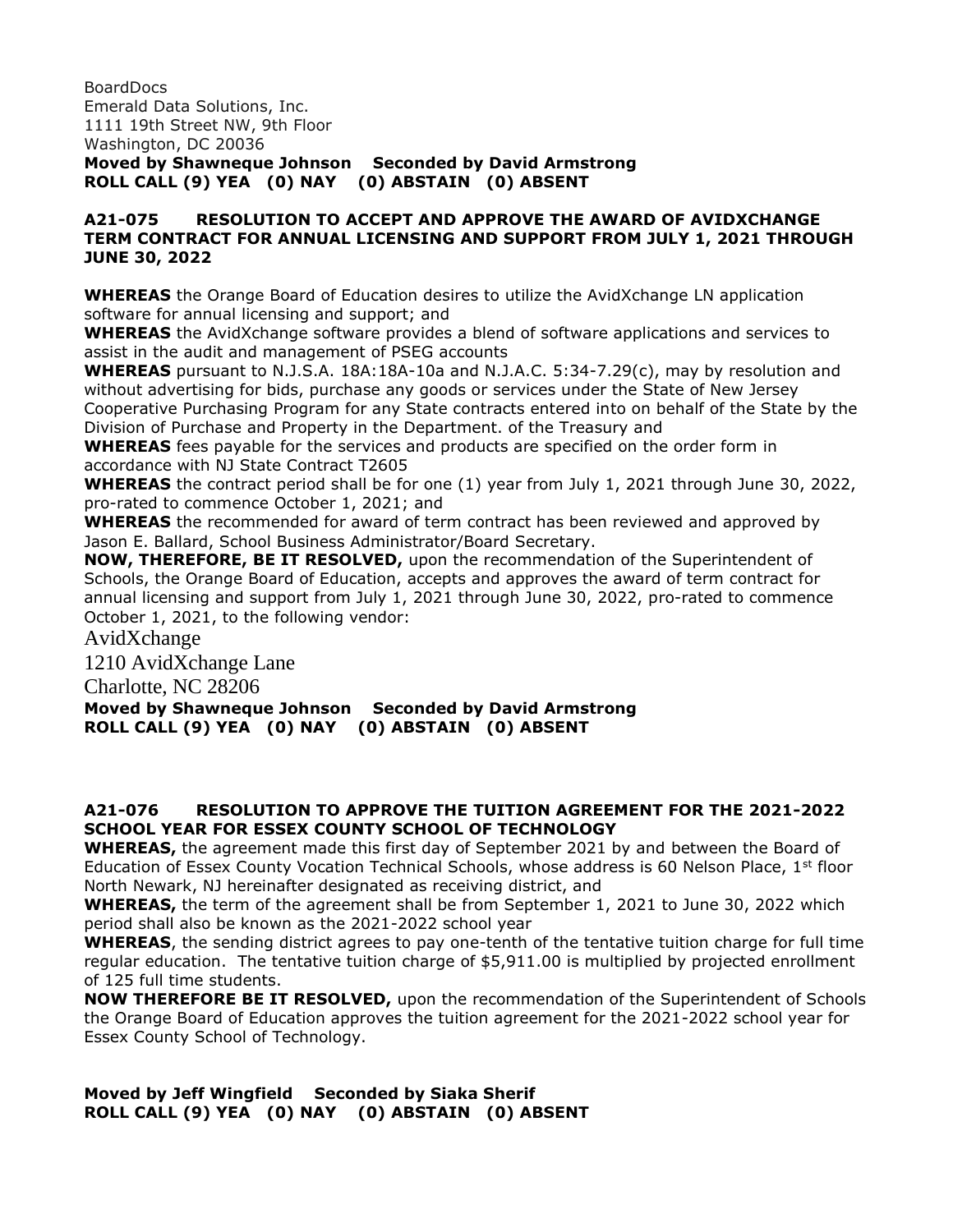BoardDocs  
Emerald Data Solutions, Inc.  
1111 19th Street NW, 9th Floor  
Washington, DC 20036  
**Moved by Shawneque Johnson  Seconded by David Armstrong**  
**ROLL CALL (9) YEA  (0) NAY  (0) ABSTAIN  (0) ABSENT**

**A21-075  RESOLUTION TO ACCEPT AND APPROVE THE AWARD OF AVIDXCHANGE TERM CONTRACT FOR ANNUAL LICENSING AND SUPPORT FROM JULY 1, 2021 THROUGH JUNE 30, 2022**

**WHEREAS** the Orange Board of Education desires to utilize the AvidXchange LN application software for annual licensing and support; and  
**WHEREAS** the AvidXchange software provides a blend of software applications and services to assist in the audit and management of PSEG accounts  
**WHEREAS** pursuant to N.J.S.A. 18A:18A-10a and N.J.A.C. 5:34-7.29(c), may by resolution and without advertising for bids, purchase any goods or services under the State of New Jersey Cooperative Purchasing Program for any State contracts entered into on behalf of the State by the Division of Purchase and Property in the Department. of the Treasury and  
**WHEREAS** fees payable for the services and products are specified on the order form in accordance with NJ State Contract T2605  
**WHEREAS** the contract period shall be for one (1) year from July 1, 2021 through June 30, 2022, pro-rated to commence October 1, 2021; and  
**WHEREAS** the recommended for award of term contract has been reviewed and approved by Jason E. Ballard, School Business Administrator/Board Secretary.  
**NOW, THEREFORE, BE IT RESOLVED,** upon the recommendation of the Superintendent of Schools, the Orange Board of Education, accepts and approves the award of term contract for annual licensing and support from July 1, 2021 through June 30, 2022, pro-rated to commence October 1, 2021, to the following vendor:

AvidXchange  
1210 AvidXchange Lane  
Charlotte, NC 28206  
**Moved by Shawneque Johnson  Seconded by David Armstrong**  
**ROLL CALL (9) YEA  (0) NAY  (0) ABSTAIN  (0) ABSENT**

**A21-076  RESOLUTION TO APPROVE THE TUITION AGREEMENT FOR THE 2021-2022 SCHOOL YEAR FOR ESSEX COUNTY SCHOOL OF TECHNOLOGY**

**WHEREAS,** the agreement made this first day of September 2021 by and between the Board of Education of Essex County Vocation Technical Schools, whose address is 60 Nelson Place, 1st floor North Newark, NJ hereinafter designated as receiving district, and  
**WHEREAS,** the term of the agreement shall be from September 1, 2021 to June 30, 2022 which period shall also be known as the 2021-2022 school year  
**WHEREAS**, the sending district agrees to pay one-tenth of the tentative tuition charge for full time regular education. The tentative tuition charge of $5,911.00 is multiplied by projected enrollment of 125 full time students.  
**NOW THEREFORE BE IT RESOLVED,** upon the recommendation of the Superintendent of Schools the Orange Board of Education approves the tuition agreement for the 2021-2022 school year for Essex County School of Technology.

**Moved by Jeff Wingfield  Seconded by Siaka Sherif**  
**ROLL CALL (9) YEA  (0) NAY  (0) ABSTAIN  (0) ABSENT**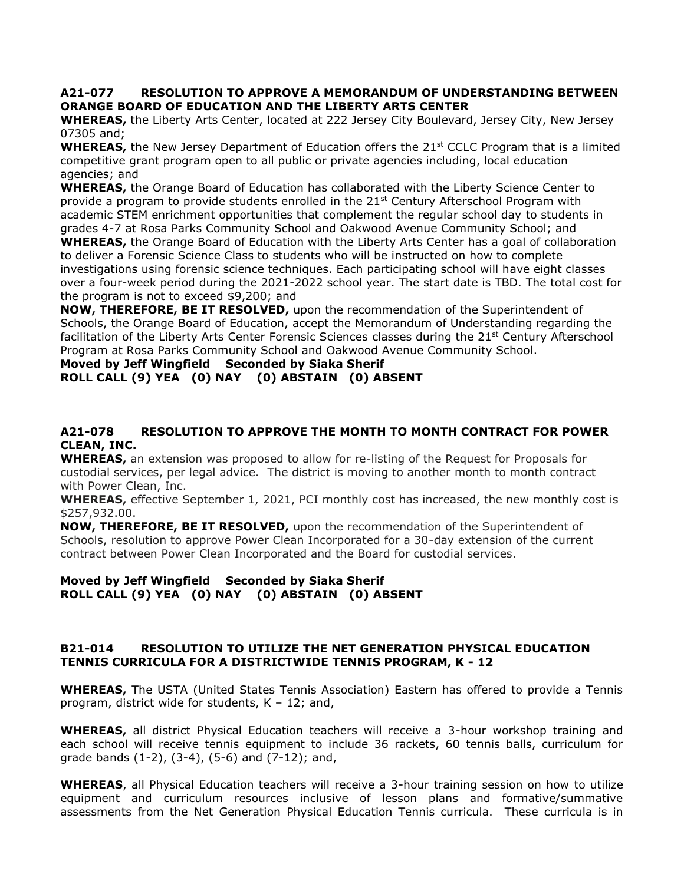**A21-077 RESOLUTION TO APPROVE A MEMORANDUM OF UNDERSTANDING BETWEEN ORANGE BOARD OF EDUCATION AND THE LIBERTY ARTS CENTER**

**WHEREAS,** the Liberty Arts Center, located at 222 Jersey City Boulevard, Jersey City, New Jersey 07305 and;

**WHEREAS,** the New Jersey Department of Education offers the 21st CCLC Program that is a limited competitive grant program open to all public or private agencies including, local education agencies; and

**WHEREAS,** the Orange Board of Education has collaborated with the Liberty Science Center to provide a program to provide students enrolled in the 21st Century Afterschool Program with academic STEM enrichment opportunities that complement the regular school day to students in grades 4-7 at Rosa Parks Community School and Oakwood Avenue Community School; and

**WHEREAS,** the Orange Board of Education with the Liberty Arts Center has a goal of collaboration to deliver a Forensic Science Class to students who will be instructed on how to complete investigations using forensic science techniques. Each participating school will have eight classes over a four-week period during the 2021-2022 school year. The start date is TBD. The total cost for the program is not to exceed $9,200; and

**NOW, THEREFORE, BE IT RESOLVED,** upon the recommendation of the Superintendent of Schools, the Orange Board of Education, accept the Memorandum of Understanding regarding the facilitation of the Liberty Arts Center Forensic Sciences classes during the 21st Century Afterschool Program at Rosa Parks Community School and Oakwood Avenue Community School.

**Moved by Jeff Wingfield Seconded by Siaka Sherif**
**ROLL CALL (9) YEA (0) NAY (0) ABSTAIN (0) ABSENT**

**A21-078 RESOLUTION TO APPROVE THE MONTH TO MONTH CONTRACT FOR POWER CLEAN, INC.**

**WHEREAS,** an extension was proposed to allow for re-listing of the Request for Proposals for custodial services, per legal advice. The district is moving to another month to month contract with Power Clean, Inc.

**WHEREAS,** effective September 1, 2021, PCI monthly cost has increased, the new monthly cost is $257,932.00.

**NOW, THEREFORE, BE IT RESOLVED,** upon the recommendation of the Superintendent of Schools, resolution to approve Power Clean Incorporated for a 30-day extension of the current contract between Power Clean Incorporated and the Board for custodial services.

**Moved by Jeff Wingfield Seconded by Siaka Sherif**
**ROLL CALL (9) YEA (0) NAY (0) ABSTAIN (0) ABSENT**

**B21-014 RESOLUTION TO UTILIZE THE NET GENERATION PHYSICAL EDUCATION TENNIS CURRICULA FOR A DISTRICTWIDE TENNIS PROGRAM, K - 12**

**WHEREAS,** The USTA (United States Tennis Association) Eastern has offered to provide a Tennis program, district wide for students, K – 12; and,

**WHEREAS,** all district Physical Education teachers will receive a 3-hour workshop training and each school will receive tennis equipment to include 36 rackets, 60 tennis balls, curriculum for grade bands (1-2), (3-4), (5-6) and (7-12); and,

**WHEREAS**, all Physical Education teachers will receive a 3-hour training session on how to utilize equipment and curriculum resources inclusive of lesson plans and formative/summative assessments from the Net Generation Physical Education Tennis curricula. These curricula is in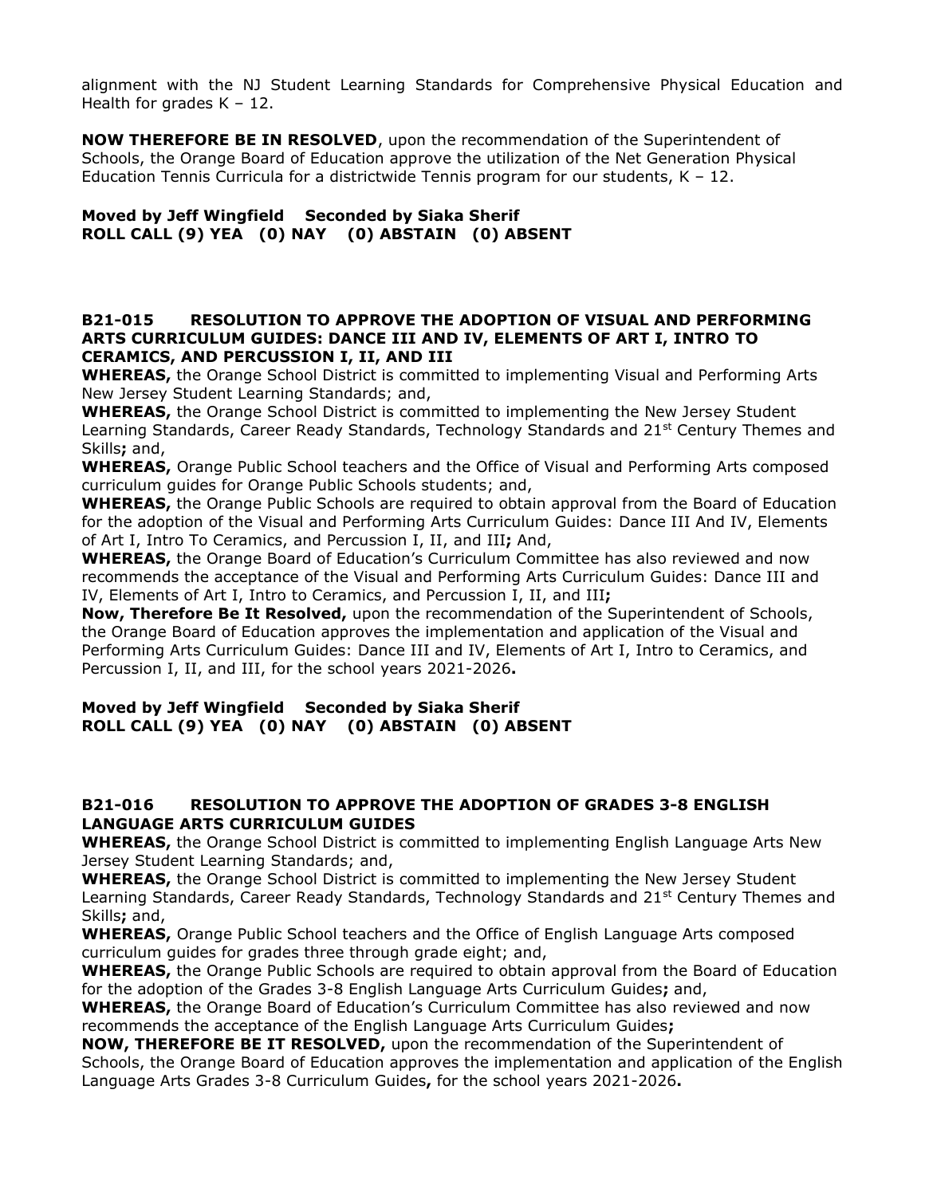alignment with the NJ Student Learning Standards for Comprehensive Physical Education and Health for grades K – 12.

**NOW THEREFORE BE IN RESOLVED**, upon the recommendation of the Superintendent of Schools, the Orange Board of Education approve the utilization of the Net Generation Physical Education Tennis Curricula for a districtwide Tennis program for our students, K – 12.

**Moved by Jeff Wingfield Seconded by Siaka Sherif**
**ROLL CALL (9) YEA (0) NAY (0) ABSTAIN (0) ABSENT**

**B21-015 RESOLUTION TO APPROVE THE ADOPTION OF VISUAL AND PERFORMING ARTS CURRICULUM GUIDES: DANCE III AND IV, ELEMENTS OF ART I, INTRO TO CERAMICS, AND PERCUSSION I, II, AND III**

**WHEREAS,** the Orange School District is committed to implementing Visual and Performing Arts New Jersey Student Learning Standards; and,

**WHEREAS,** the Orange School District is committed to implementing the New Jersey Student Learning Standards, Career Ready Standards, Technology Standards and 21st Century Themes and Skills**;** and,

**WHEREAS,** Orange Public School teachers and the Office of Visual and Performing Arts composed curriculum guides for Orange Public Schools students; and,

**WHEREAS,** the Orange Public Schools are required to obtain approval from the Board of Education for the adoption of the Visual and Performing Arts Curriculum Guides: Dance III And IV, Elements of Art I, Intro To Ceramics, and Percussion I, II, and III**;** And,

**WHEREAS,** the Orange Board of Education's Curriculum Committee has also reviewed and now recommends the acceptance of the Visual and Performing Arts Curriculum Guides: Dance III and IV, Elements of Art I, Intro to Ceramics, and Percussion I, II, and III**;**

**Now, Therefore Be It Resolved,** upon the recommendation of the Superintendent of Schools, the Orange Board of Education approves the implementation and application of the Visual and Performing Arts Curriculum Guides: Dance III and IV, Elements of Art I, Intro to Ceramics, and Percussion I, II, and III, for the school years 2021-2026**.**

**Moved by Jeff Wingfield Seconded by Siaka Sherif**
**ROLL CALL (9) YEA (0) NAY (0) ABSTAIN (0) ABSENT**

**B21-016 RESOLUTION TO APPROVE THE ADOPTION OF GRADES 3-8 ENGLISH LANGUAGE ARTS CURRICULUM GUIDES**

**WHEREAS,** the Orange School District is committed to implementing English Language Arts New Jersey Student Learning Standards; and,

**WHEREAS,** the Orange School District is committed to implementing the New Jersey Student Learning Standards, Career Ready Standards, Technology Standards and 21st Century Themes and Skills**;** and,

**WHEREAS,** Orange Public School teachers and the Office of English Language Arts composed curriculum guides for grades three through grade eight; and,

**WHEREAS,** the Orange Public Schools are required to obtain approval from the Board of Education for the adoption of the Grades 3-8 English Language Arts Curriculum Guides**;** and,

**WHEREAS,** the Orange Board of Education's Curriculum Committee has also reviewed and now recommends the acceptance of the English Language Arts Curriculum Guides**;**

**NOW, THEREFORE BE IT RESOLVED,** upon the recommendation of the Superintendent of Schools, the Orange Board of Education approves the implementation and application of the English Language Arts Grades 3-8 Curriculum Guides**,** for the school years 2021-2026**.**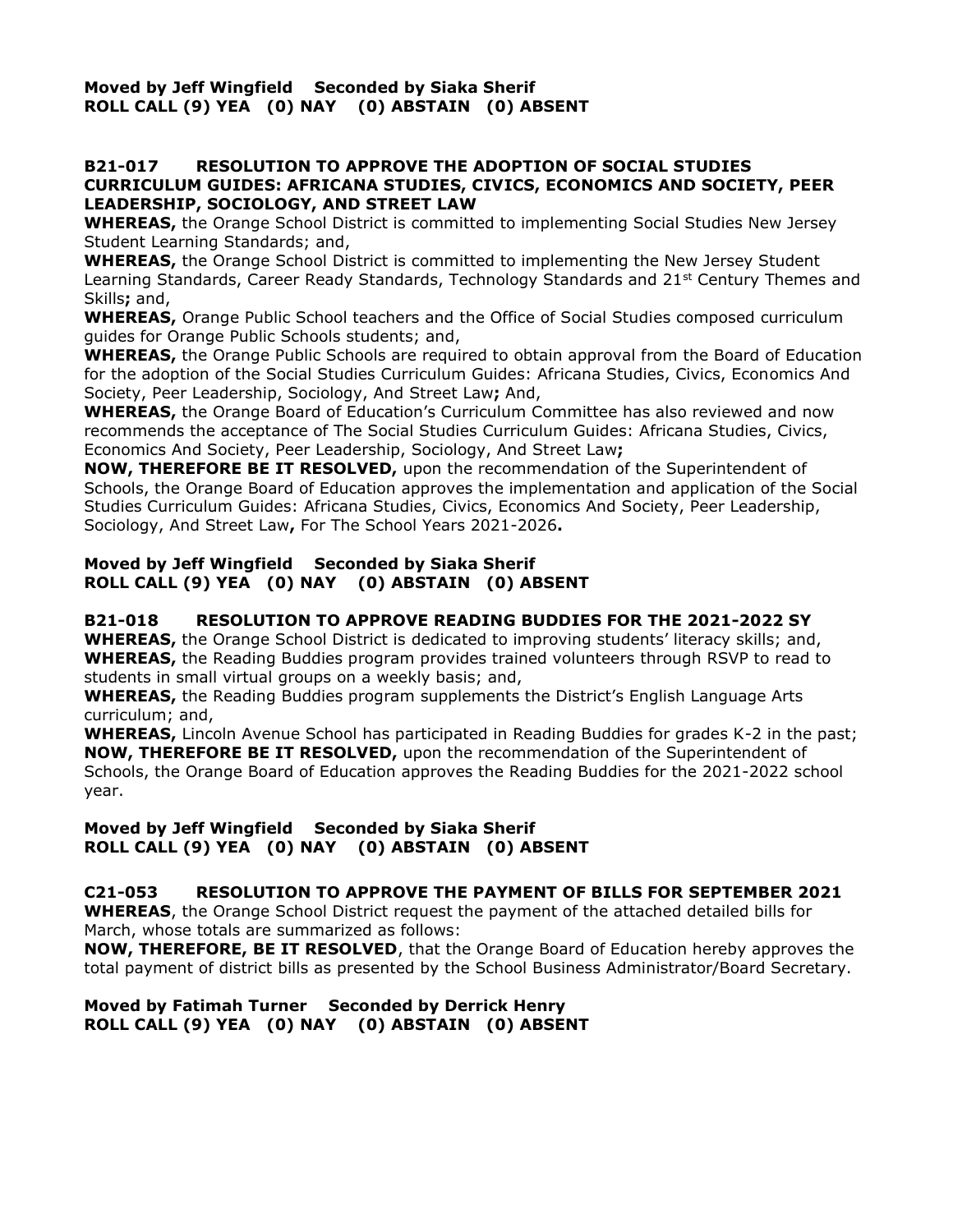**Moved by Jeff Wingfield Seconded by Siaka Sherif**
**ROLL CALL (9) YEA (0) NAY (0) ABSTAIN (0) ABSENT**

**B21-017 RESOLUTION TO APPROVE THE ADOPTION OF SOCIAL STUDIES CURRICULUM GUIDES: AFRICANA STUDIES, CIVICS, ECONOMICS AND SOCIETY, PEER LEADERSHIP, SOCIOLOGY, AND STREET LAW**

**WHEREAS,** the Orange School District is committed to implementing Social Studies New Jersey Student Learning Standards; and,

**WHEREAS,** the Orange School District is committed to implementing the New Jersey Student Learning Standards, Career Ready Standards, Technology Standards and 21st Century Themes and Skills**;** and,

**WHEREAS,** Orange Public School teachers and the Office of Social Studies composed curriculum guides for Orange Public Schools students; and,

**WHEREAS,** the Orange Public Schools are required to obtain approval from the Board of Education for the adoption of the Social Studies Curriculum Guides: Africana Studies, Civics, Economics And Society, Peer Leadership, Sociology, And Street Law**;** And,

**WHEREAS,** the Orange Board of Education's Curriculum Committee has also reviewed and now recommends the acceptance of The Social Studies Curriculum Guides: Africana Studies, Civics, Economics And Society, Peer Leadership, Sociology, And Street Law**;**

**NOW, THEREFORE BE IT RESOLVED,** upon the recommendation of the Superintendent of Schools, the Orange Board of Education approves the implementation and application of the Social Studies Curriculum Guides: Africana Studies, Civics, Economics And Society, Peer Leadership, Sociology, And Street Law**,** For The School Years 2021-2026**.**

**Moved by Jeff Wingfield Seconded by Siaka Sherif**
**ROLL CALL (9) YEA (0) NAY (0) ABSTAIN (0) ABSENT**

**B21-018 RESOLUTION TO APPROVE READING BUDDIES FOR THE 2021-2022 SY**

**WHEREAS,** the Orange School District is dedicated to improving students' literacy skills; and,

**WHEREAS,** the Reading Buddies program provides trained volunteers through RSVP to read to students in small virtual groups on a weekly basis; and,

**WHEREAS,** the Reading Buddies program supplements the District's English Language Arts curriculum; and,

**WHEREAS,** Lincoln Avenue School has participated in Reading Buddies for grades K-2 in the past;

**NOW, THEREFORE BE IT RESOLVED,** upon the recommendation of the Superintendent of Schools, the Orange Board of Education approves the Reading Buddies for the 2021-2022 school year.

**Moved by Jeff Wingfield Seconded by Siaka Sherif**
**ROLL CALL (9) YEA (0) NAY (0) ABSTAIN (0) ABSENT**

**C21-053 RESOLUTION TO APPROVE THE PAYMENT OF BILLS FOR SEPTEMBER 2021**

**WHEREAS**, the Orange School District request the payment of the attached detailed bills for March, whose totals are summarized as follows:

**NOW, THEREFORE, BE IT RESOLVED**, that the Orange Board of Education hereby approves the total payment of district bills as presented by the School Business Administrator/Board Secretary.

**Moved by Fatimah Turner Seconded by Derrick Henry**
**ROLL CALL (9) YEA (0) NAY (0) ABSTAIN (0) ABSENT**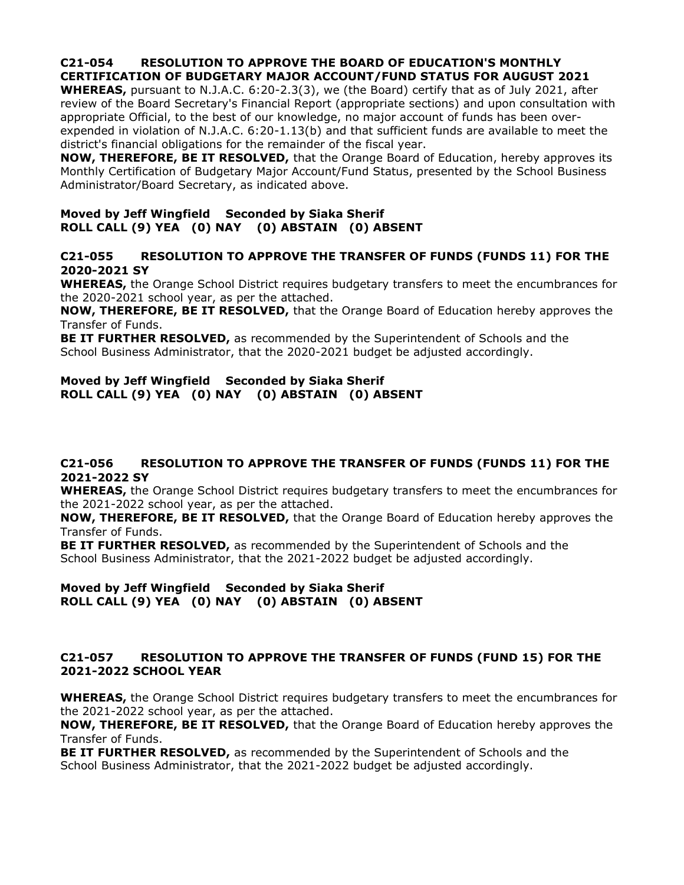**C21-054 RESOLUTION TO APPROVE THE BOARD OF EDUCATION'S MONTHLY CERTIFICATION OF BUDGETARY MAJOR ACCOUNT/FUND STATUS FOR AUGUST 2021**

**WHEREAS,** pursuant to N.J.A.C. 6:20-2.3(3), we (the Board) certify that as of July 2021, after review of the Board Secretary's Financial Report (appropriate sections) and upon consultation with appropriate Official, to the best of our knowledge, no major account of funds has been over-expended in violation of N.J.A.C. 6:20-1.13(b) and that sufficient funds are available to meet the district's financial obligations for the remainder of the fiscal year.

**NOW, THEREFORE, BE IT RESOLVED,** that the Orange Board of Education, hereby approves its Monthly Certification of Budgetary Major Account/Fund Status, presented by the School Business Administrator/Board Secretary, as indicated above.

**Moved by Jeff Wingfield Seconded by Siaka Sherif**
**ROLL CALL (9) YEA (0) NAY (0) ABSTAIN (0) ABSENT**

**C21-055 RESOLUTION TO APPROVE THE TRANSFER OF FUNDS (FUNDS 11) FOR THE 2020-2021 SY**

**WHEREAS,** the Orange School District requires budgetary transfers to meet the encumbrances for the 2020-2021 school year, as per the attached.

**NOW, THEREFORE, BE IT RESOLVED,** that the Orange Board of Education hereby approves the Transfer of Funds.

**BE IT FURTHER RESOLVED,** as recommended by the Superintendent of Schools and the School Business Administrator, that the 2020-2021 budget be adjusted accordingly.

**Moved by Jeff Wingfield Seconded by Siaka Sherif**
**ROLL CALL (9) YEA (0) NAY (0) ABSTAIN (0) ABSENT**

**C21-056 RESOLUTION TO APPROVE THE TRANSFER OF FUNDS (FUNDS 11) FOR THE 2021-2022 SY**

**WHEREAS,** the Orange School District requires budgetary transfers to meet the encumbrances for the 2021-2022 school year, as per the attached.

**NOW, THEREFORE, BE IT RESOLVED,** that the Orange Board of Education hereby approves the Transfer of Funds.

**BE IT FURTHER RESOLVED,** as recommended by the Superintendent of Schools and the School Business Administrator, that the 2021-2022 budget be adjusted accordingly.

**Moved by Jeff Wingfield Seconded by Siaka Sherif**
**ROLL CALL (9) YEA (0) NAY (0) ABSTAIN (0) ABSENT**

**C21-057 RESOLUTION TO APPROVE THE TRANSFER OF FUNDS (FUND 15) FOR THE 2021-2022 SCHOOL YEAR**

**WHEREAS,** the Orange School District requires budgetary transfers to meet the encumbrances for the 2021-2022 school year, as per the attached.

**NOW, THEREFORE, BE IT RESOLVED,** that the Orange Board of Education hereby approves the Transfer of Funds.

**BE IT FURTHER RESOLVED,** as recommended by the Superintendent of Schools and the School Business Administrator, that the 2021-2022 budget be adjusted accordingly.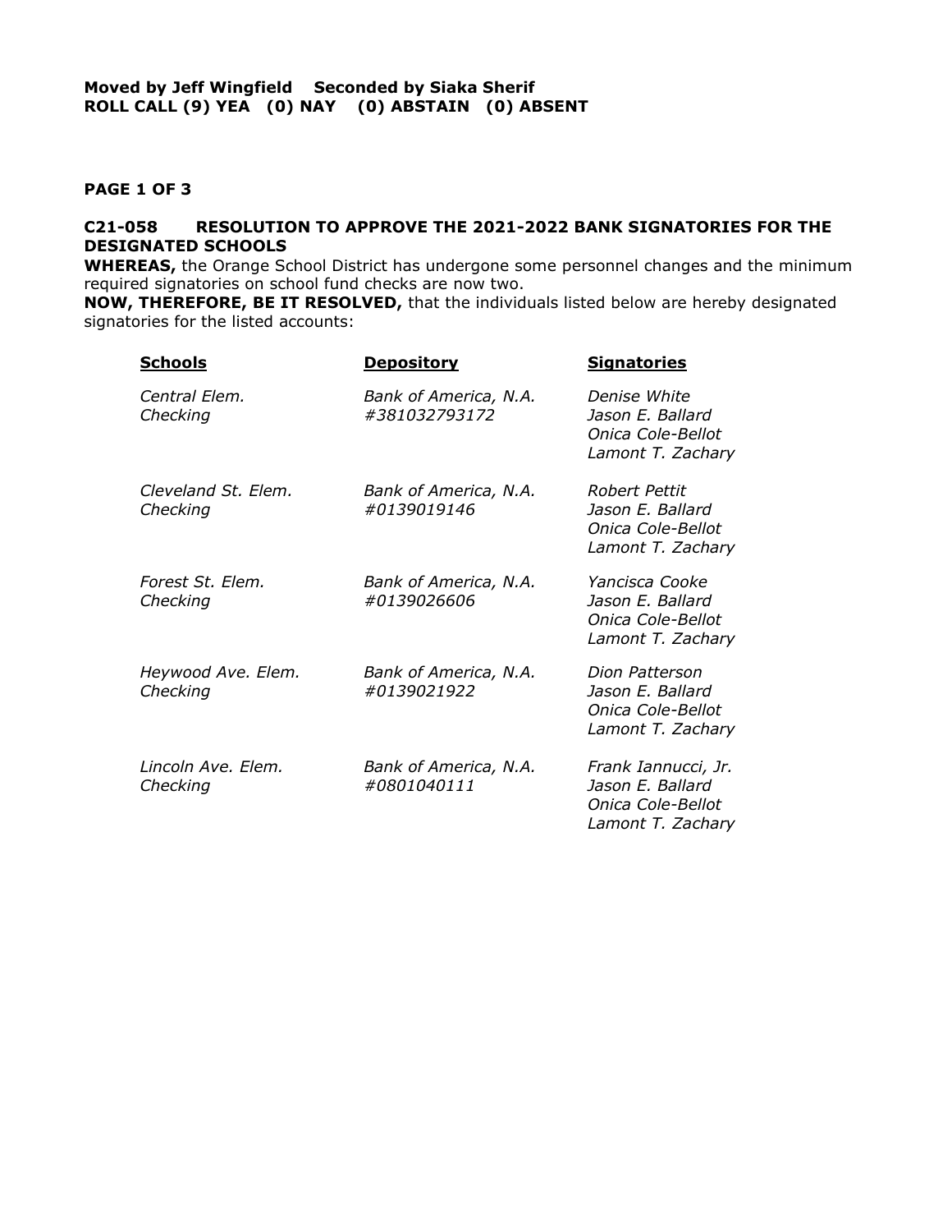**Moved by Jeff Wingfield Seconded by Siaka Sherif**
**ROLL CALL (9) YEA (0) NAY (0) ABSTAIN (0) ABSENT**

**PAGE 1 OF 3**

**C21-058 RESOLUTION TO APPROVE THE 2021-2022 BANK SIGNATORIES FOR THE DESIGNATED SCHOOLS**

**WHEREAS,** the Orange School District has undergone some personnel changes and the minimum required signatories on school fund checks are now two.

**NOW, THEREFORE, BE IT RESOLVED,** that the individuals listed below are hereby designated signatories for the listed accounts:

| Schools | Depository | Signatories |
|---|---|---|
| *Central Elem. Checking* | *Bank of America, N.A. #381032793172* | *Denise White<br>Jason E. Ballard<br>Onica Cole-Bellot<br>Lamont T. Zachary* |
| *Cleveland St. Elem. Checking* | *Bank of America, N.A. #0139019146* | *Robert Pettit<br>Jason E. Ballard<br>Onica Cole-Bellot<br>Lamont T. Zachary* |
| *Forest St. Elem. Checking* | *Bank of America, N.A. #0139026606* | *Yancisca Cooke<br>Jason E. Ballard<br>Onica Cole-Bellot<br>Lamont T. Zachary* |
| *Heywood Ave. Elem. Checking* | *Bank of America, N.A. #0139021922* | *Dion Patterson<br>Jason E. Ballard<br>Onica Cole-Bellot<br>Lamont T. Zachary* |
| *Lincoln Ave. Elem. Checking* | *Bank of America, N.A. #0801040111* | *Frank Iannucci, Jr.<br>Jason E. Ballard<br>Onica Cole-Bellot<br>Lamont T. Zachary* |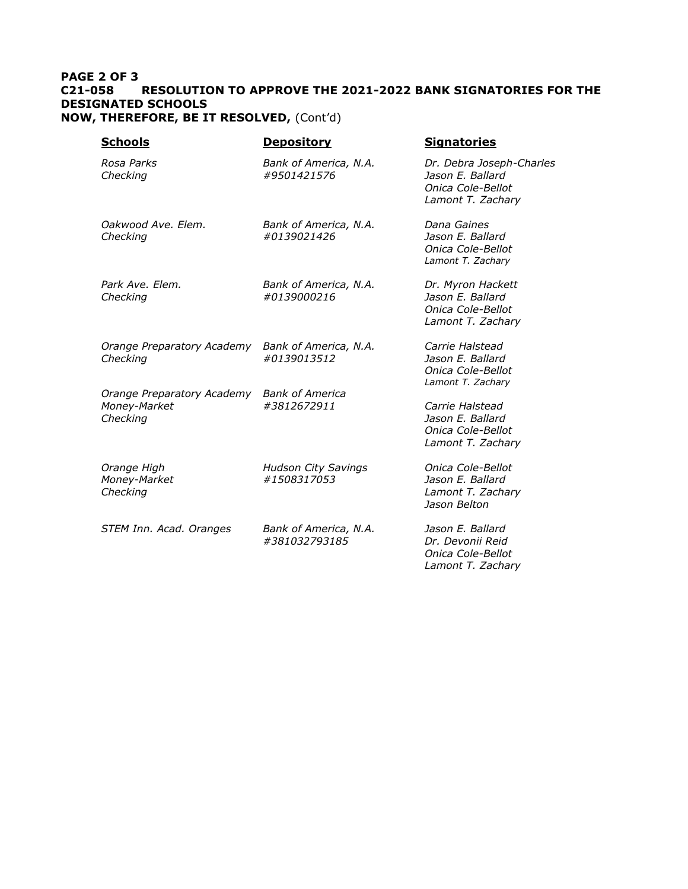**PAGE 2 OF 3**
**C21-058 RESOLUTION TO APPROVE THE 2021-2022 BANK SIGNATORIES FOR THE DESIGNATED SCHOOLS**
**NOW, THEREFORE, BE IT RESOLVED,** (Cont'd)

| Schools | Depository | Signatories |
| --- | --- | --- |
| *Rosa Parks Checking* | *Bank of America, N.A. #9501421576* | *Dr. Debra Joseph-Charles*<br>*Jason E. Ballard*<br>*Onica Cole-Bellot*<br>*Lamont T. Zachary* |
| *Oakwood Ave. Elem. Checking* | *Bank of America, N.A. #0139021426* | *Dana Gaines*<br>*Jason E. Ballard*<br>*Onica Cole-Bellot*<br>*Lamont T. Zachary* |
| *Park Ave. Elem. Checking* | *Bank of America, N.A. #0139000216* | *Dr. Myron Hackett*<br>*Jason E. Ballard*<br>*Onica Cole-Bellot*<br>*Lamont T. Zachary* |
| *Orange Preparatory Academy Checking* | *Bank of America, N.A. #0139013512* | *Carrie Halstead*<br>*Jason E. Ballard*<br>*Onica Cole-Bellot*<br>*Lamont T. Zachary* |
| *Orange Preparatory Academy Money-Market Checking* | *Bank of America #3812672911* | *Carrie Halstead*<br>*Jason E. Ballard*<br>*Onica Cole-Bellot*<br>*Lamont T. Zachary* |
| *Orange High Money-Market Checking* | *Hudson City Savings #1508317053* | *Onica Cole-Bellot*<br>*Jason E. Ballard*<br>*Lamont T. Zachary*<br>*Jason Belton* |
| *STEM Inn. Acad. Oranges* | *Bank of America, N.A. #381032793185* | *Jason E. Ballard*<br>*Dr. Devonii Reid*<br>*Onica Cole-Bellot*<br>*Lamont T. Zachary* |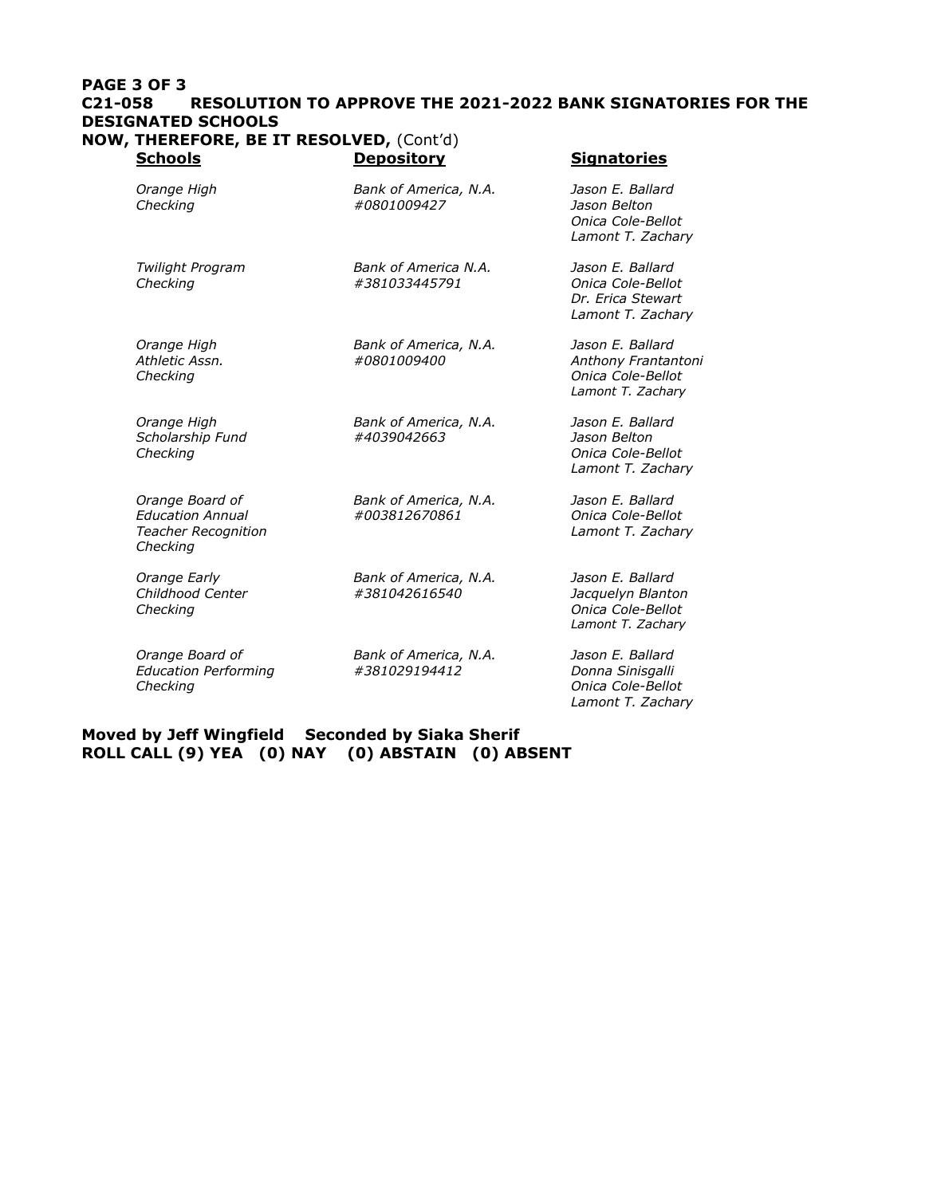**PAGE 3 OF 3**

**C21-058 RESOLUTION TO APPROVE THE 2021-2022 BANK SIGNATORIES FOR THE DESIGNATED SCHOOLS**

**NOW, THEREFORE, BE IT RESOLVED,** (Cont'd)

| **Schools** | **Depository** | **Signatories** |
|---|---|---|
| *Orange High Checking* | *Bank of America, N.A. #0801009427* | *Jason E. Ballard*<br>*Jason Belton*<br>*Onica Cole-Bellot*<br>*Lamont T. Zachary* |
| *Twilight Program Checking* | *Bank of America N.A. #381033445791* | *Jason E. Ballard*<br>*Onica Cole-Bellot*<br>*Dr. Erica Stewart*<br>*Lamont T. Zachary* |
| *Orange High Athletic Assn. Checking* | *Bank of America, N.A. #0801009400* | *Jason E. Ballard*<br>*Anthony Frantantoni*<br>*Onica Cole-Bellot*<br>*Lamont T. Zachary* |
| *Orange High Scholarship Fund Checking* | *Bank of America, N.A. #4039042663* | *Jason E. Ballard*<br>*Jason Belton*<br>*Onica Cole-Bellot*<br>*Lamont T. Zachary* |
| *Orange Board of Education Annual Teacher Recognition Checking* | *Bank of America, N.A. #003812670861* | *Jason E. Ballard*<br>*Onica Cole-Bellot*<br>*Lamont T. Zachary* |
| *Orange Early Childhood Center Checking* | *Bank of America, N.A. #381042616540* | *Jason E. Ballard*<br>*Jacquelyn Blanton*<br>*Onica Cole-Bellot*<br>*Lamont T. Zachary* |
| *Orange Board of Education Performing Checking* | *Bank of America, N.A. #381029194412* | *Jason E. Ballard*<br>*Donna Sinisgalli*<br>*Onica Cole-Bellot*<br>*Lamont T. Zachary* |

**Moved by Jeff Wingfield Seconded by Siaka Sherif**
**ROLL CALL (9) YEA (0) NAY (0) ABSTAIN (0) ABSENT**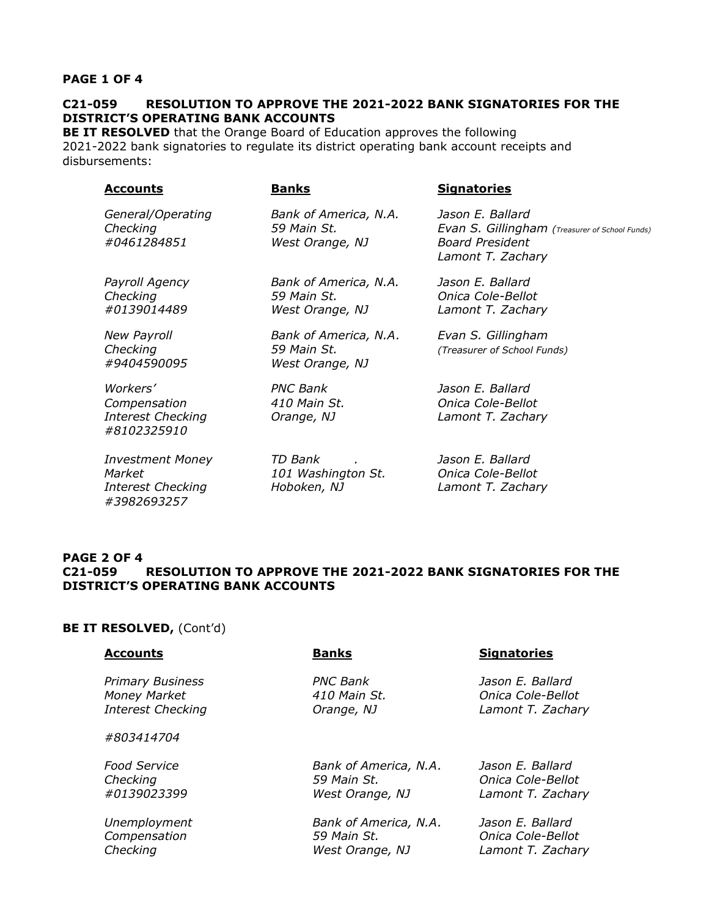**PAGE 1 OF 4**

## C21-059 RESOLUTION TO APPROVE THE 2021-2022 BANK SIGNATORIES FOR THE DISTRICT'S OPERATING BANK ACCOUNTS

**BE IT RESOLVED** that the Orange Board of Education approves the following 2021-2022 bank signatories to regulate its district operating bank account receipts and disbursements:

| **Accounts** | **Banks** | **Signatories** |
|---|---|---|
| *General/Operating Checking #0461284851* | *Bank of America, N.A. 59 Main St. West Orange, NJ* | *Jason E. Ballard<br>Evan S. Gillingham (Treasurer of School Funds)<br>Board President<br>Lamont T. Zachary* |
| *Payroll Agency Checking #0139014489* | *Bank of America, N.A. 59 Main St. West Orange, NJ* | *Jason E. Ballard<br>Onica Cole-Bellot<br>Lamont T. Zachary* |
| *New Payroll Checking #9404590095* | *Bank of America, N.A. 59 Main St. West Orange, NJ* | *Evan S. Gillingham<br>(Treasurer of School Funds)* |
| *Workers' Compensation Interest Checking #8102325910* | *PNC Bank 410 Main St. Orange, NJ* | *Jason E. Ballard<br>Onica Cole-Bellot<br>Lamont T. Zachary* |
| *Investment Money Market Interest Checking #3982693257* | *TD Bank . 101 Washington St. Hoboken, NJ* | *Jason E. Ballard<br>Onica Cole-Bellot<br>Lamont T. Zachary* |

**PAGE 2 OF 4**

## C21-059 RESOLUTION TO APPROVE THE 2021-2022 BANK SIGNATORIES FOR THE DISTRICT'S OPERATING BANK ACCOUNTS

**BE IT RESOLVED,** (Cont'd)

| **Accounts** | **Banks** | **Signatories** |
|---|---|---|
| *Primary Business Money Market Interest Checking #803414704* | *PNC Bank 410 Main St. Orange, NJ* | *Jason E. Ballard<br>Onica Cole-Bellot<br>Lamont T. Zachary* |
| *Food Service Checking #0139023399* | *Bank of America, N.A. 59 Main St. West Orange, NJ* | *Jason E. Ballard<br>Onica Cole-Bellot<br>Lamont T. Zachary* |
| *Unemployment Compensation Checking* | *Bank of America, N.A. 59 Main St. West Orange, NJ* | *Jason E. Ballard<br>Onica Cole-Bellot<br>Lamont T. Zachary* |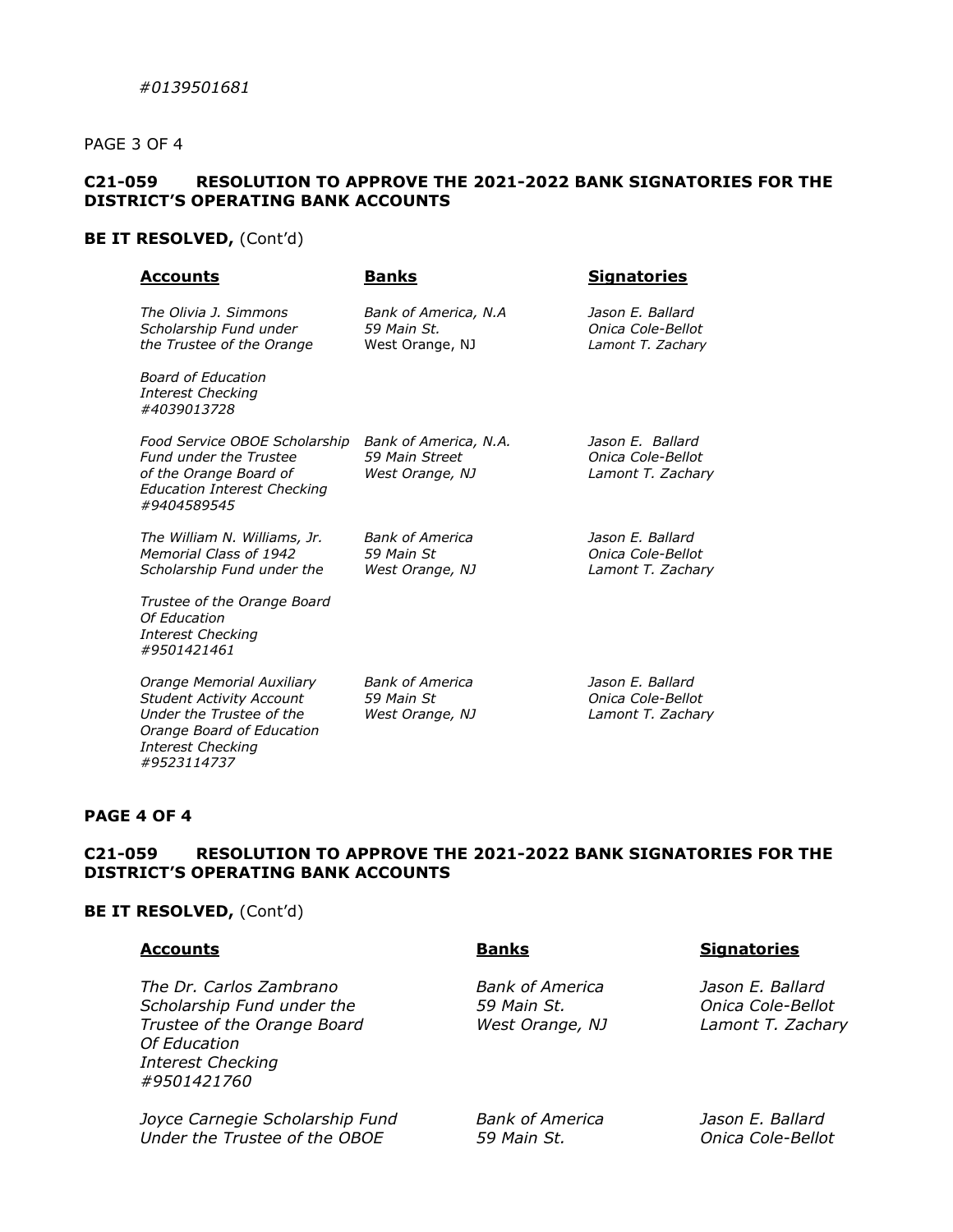*#0139501681*

PAGE 3 OF 4

**C21-059 RESOLUTION TO APPROVE THE 2021-2022 BANK SIGNATORIES FOR THE DISTRICT'S OPERATING BANK ACCOUNTS**

**BE IT RESOLVED,** (Cont'd)

| **Accounts** | **Banks** | **Signatories** |
|---|---|---|
| *The Olivia J. Simmons Scholarship Fund under the Trustee of the Orange Board of Education Interest Checking #4039013728* | *Bank of America, N.A 59 Main St.* West Orange, NJ | *Jason E. Ballard Onica Cole-Bellot Lamont T. Zachary* |
| *Food Service OBOE Scholarship Fund under the Trustee of the Orange Board of Education Interest Checking #9404589545* | *Bank of America, N.A. 59 Main Street West Orange, NJ* | *Jason E. Ballard Onica Cole-Bellot Lamont T. Zachary* |
| *The William N. Williams, Jr. Memorial Class of 1942 Scholarship Fund under the Trustee of the Orange Board Of Education Interest Checking #9501421461* | *Bank of America 59 Main St West Orange, NJ* | *Jason E. Ballard Onica Cole-Bellot Lamont T. Zachary* |
| *Orange Memorial Auxiliary Student Activity Account Under the Trustee of the Orange Board of Education Interest Checking #9523114737* | *Bank of America 59 Main St West Orange, NJ* | *Jason E. Ballard Onica Cole-Bellot Lamont T. Zachary* |

**PAGE 4 OF 4**

**C21-059 RESOLUTION TO APPROVE THE 2021-2022 BANK SIGNATORIES FOR THE DISTRICT'S OPERATING BANK ACCOUNTS**

**BE IT RESOLVED,** (Cont'd)

| **Accounts** | **Banks** | **Signatories** |
|---|---|---|
| *The Dr. Carlos Zambrano Scholarship Fund under the Trustee of the Orange Board Of Education Interest Checking #9501421760* | *Bank of America 59 Main St. West Orange, NJ* | *Jason E. Ballard Onica Cole-Bellot Lamont T. Zachary* |
| *Joyce Carnegie Scholarship Fund Under the Trustee of the OBOE* | *Bank of America 59 Main St.* | *Jason E. Ballard Onica Cole-Bellot* |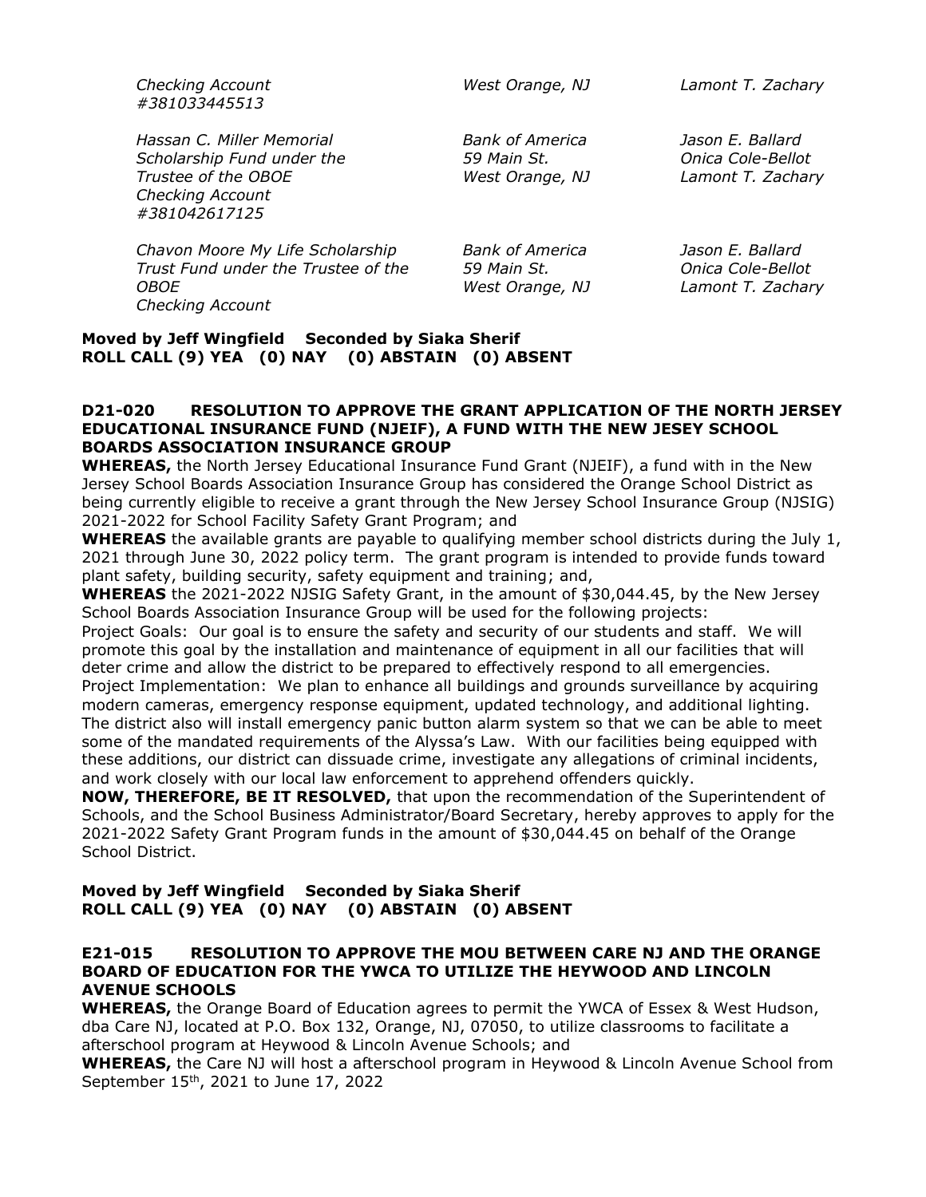| | | |
|---|---|---|
| *Checking Account #381033445513* | *West Orange, NJ* | *Lamont T. Zachary* |
| *Hassan C. Miller Memorial Scholarship Fund under the Trustee of the OBOE Checking Account #381042617125* | *Bank of America 59 Main St. West Orange, NJ* | *Jason E. Ballard Onica Cole-Bellot Lamont T. Zachary* |
| *Chavon Moore My Life Scholarship Trust Fund under the Trustee of the OBOE Checking Account* | *Bank of America 59 Main St. West Orange, NJ* | *Jason E. Ballard Onica Cole-Bellot Lamont T. Zachary* |

**Moved by Jeff Wingfield Seconded by Siaka Sherif**
**ROLL CALL (9) YEA (0) NAY (0) ABSTAIN (0) ABSENT**

**D21-020 RESOLUTION TO APPROVE THE GRANT APPLICATION OF THE NORTH JERSEY EDUCATIONAL INSURANCE FUND (NJEIF), A FUND WITH THE NEW JESEY SCHOOL BOARDS ASSOCIATION INSURANCE GROUP**

**WHEREAS,** the North Jersey Educational Insurance Fund Grant (NJEIF), a fund with in the New Jersey School Boards Association Insurance Group has considered the Orange School District as being currently eligible to receive a grant through the New Jersey School Insurance Group (NJSIG) 2021-2022 for School Facility Safety Grant Program; and

**WHEREAS** the available grants are payable to qualifying member school districts during the July 1, 2021 through June 30, 2022 policy term. The grant program is intended to provide funds toward plant safety, building security, safety equipment and training; and,

**WHEREAS** the 2021-2022 NJSIG Safety Grant, in the amount of $30,044.45, by the New Jersey School Boards Association Insurance Group will be used for the following projects:

Project Goals: Our goal is to ensure the safety and security of our students and staff. We will promote this goal by the installation and maintenance of equipment in all our facilities that will deter crime and allow the district to be prepared to effectively respond to all emergencies.

Project Implementation: We plan to enhance all buildings and grounds surveillance by acquiring modern cameras, emergency response equipment, updated technology, and additional lighting. The district also will install emergency panic button alarm system so that we can be able to meet some of the mandated requirements of the Alyssa's Law. With our facilities being equipped with these additions, our district can dissuade crime, investigate any allegations of criminal incidents, and work closely with our local law enforcement to apprehend offenders quickly.

**NOW, THEREFORE, BE IT RESOLVED,** that upon the recommendation of the Superintendent of Schools, and the School Business Administrator/Board Secretary, hereby approves to apply for the 2021-2022 Safety Grant Program funds in the amount of $30,044.45 on behalf of the Orange School District.

**Moved by Jeff Wingfield Seconded by Siaka Sherif**
**ROLL CALL (9) YEA (0) NAY (0) ABSTAIN (0) ABSENT**

**E21-015 RESOLUTION TO APPROVE THE MOU BETWEEN CARE NJ AND THE ORANGE BOARD OF EDUCATION FOR THE YWCA TO UTILIZE THE HEYWOOD AND LINCOLN AVENUE SCHOOLS**

**WHEREAS,** the Orange Board of Education agrees to permit the YWCA of Essex & West Hudson, dba Care NJ, located at P.O. Box 132, Orange, NJ, 07050, to utilize classrooms to facilitate a afterschool program at Heywood & Lincoln Avenue Schools; and

**WHEREAS,** the Care NJ will host a afterschool program in Heywood & Lincoln Avenue School from September 15th, 2021 to June 17, 2022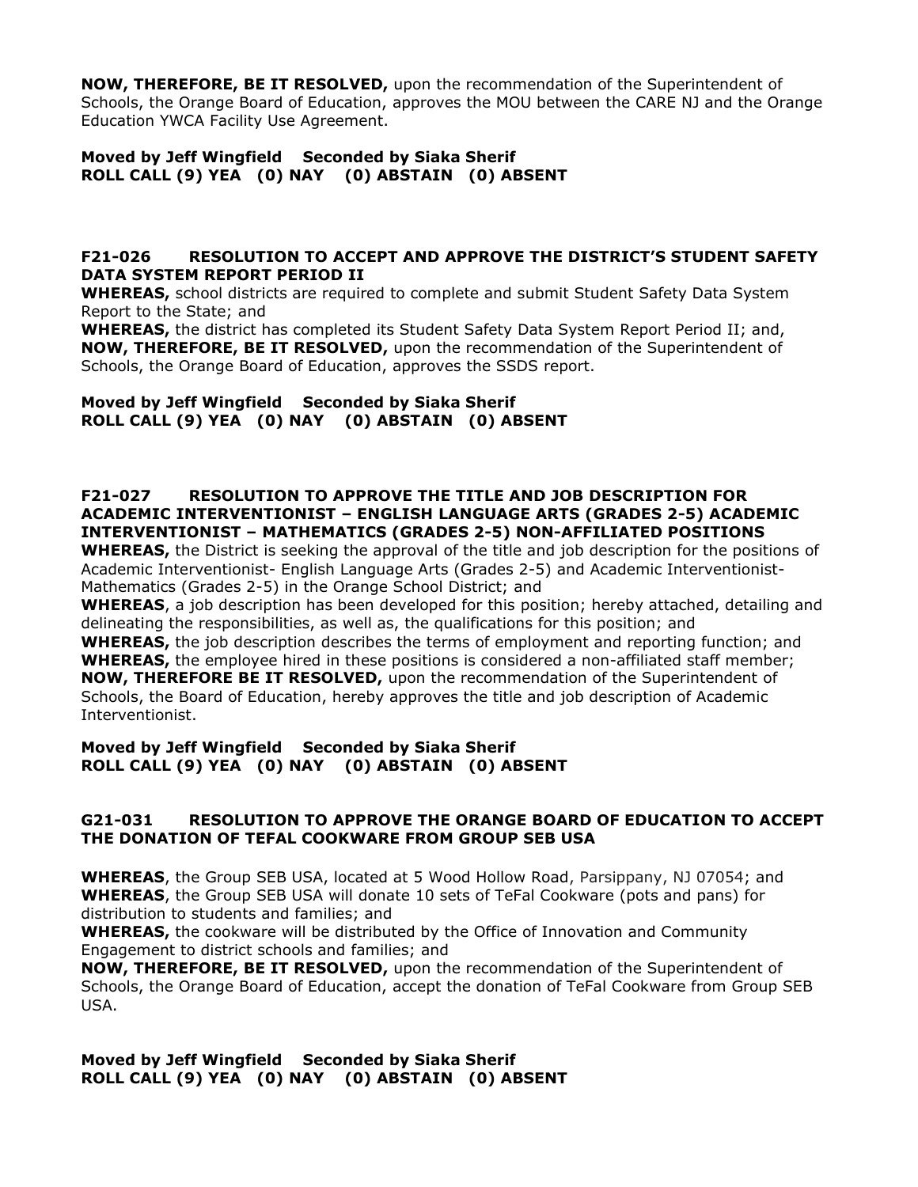**NOW, THEREFORE, BE IT RESOLVED,** upon the recommendation of the Superintendent of Schools, the Orange Board of Education, approves the MOU between the CARE NJ and the Orange Education YWCA Facility Use Agreement.

**Moved by Jeff Wingfield Seconded by Siaka Sherif**
**ROLL CALL (9) YEA (0) NAY (0) ABSTAIN (0) ABSENT**

**F21-026 RESOLUTION TO ACCEPT AND APPROVE THE DISTRICT'S STUDENT SAFETY DATA SYSTEM REPORT PERIOD II**

**WHEREAS,** school districts are required to complete and submit Student Safety Data System Report to the State; and
**WHEREAS,** the district has completed its Student Safety Data System Report Period II; and,
**NOW, THEREFORE, BE IT RESOLVED,** upon the recommendation of the Superintendent of Schools, the Orange Board of Education, approves the SSDS report.

**Moved by Jeff Wingfield Seconded by Siaka Sherif**
**ROLL CALL (9) YEA (0) NAY (0) ABSTAIN (0) ABSENT**

**F21-027 RESOLUTION TO APPROVE THE TITLE AND JOB DESCRIPTION FOR ACADEMIC INTERVENTIONIST – ENGLISH LANGUAGE ARTS (GRADES 2-5) ACADEMIC INTERVENTIONIST – MATHEMATICS (GRADES 2-5) NON-AFFILIATED POSITIONS**

**WHEREAS,** the District is seeking the approval of the title and job description for the positions of Academic Interventionist- English Language Arts (Grades 2-5) and Academic Interventionist- Mathematics (Grades 2-5) in the Orange School District; and
**WHEREAS**, a job description has been developed for this position; hereby attached, detailing and delineating the responsibilities, as well as, the qualifications for this position; and
**WHEREAS,** the job description describes the terms of employment and reporting function; and
**WHEREAS,** the employee hired in these positions is considered a non-affiliated staff member;
**NOW, THEREFORE BE IT RESOLVED,** upon the recommendation of the Superintendent of Schools, the Board of Education, hereby approves the title and job description of Academic Interventionist.

**Moved by Jeff Wingfield Seconded by Siaka Sherif**
**ROLL CALL (9) YEA (0) NAY (0) ABSTAIN (0) ABSENT**

**G21-031 RESOLUTION TO APPROVE THE ORANGE BOARD OF EDUCATION TO ACCEPT THE DONATION OF TEFAL COOKWARE FROM GROUP SEB USA**

**WHEREAS**, the Group SEB USA, located at 5 Wood Hollow Road, Parsippany, NJ 07054; and
**WHEREAS**, the Group SEB USA will donate 10 sets of TeFal Cookware (pots and pans) for distribution to students and families; and
**WHEREAS,** the cookware will be distributed by the Office of Innovation and Community Engagement to district schools and families; and
**NOW, THEREFORE, BE IT RESOLVED,** upon the recommendation of the Superintendent of Schools, the Orange Board of Education, accept the donation of TeFal Cookware from Group SEB USA.

**Moved by Jeff Wingfield Seconded by Siaka Sherif**
**ROLL CALL (9) YEA (0) NAY (0) ABSTAIN (0) ABSENT**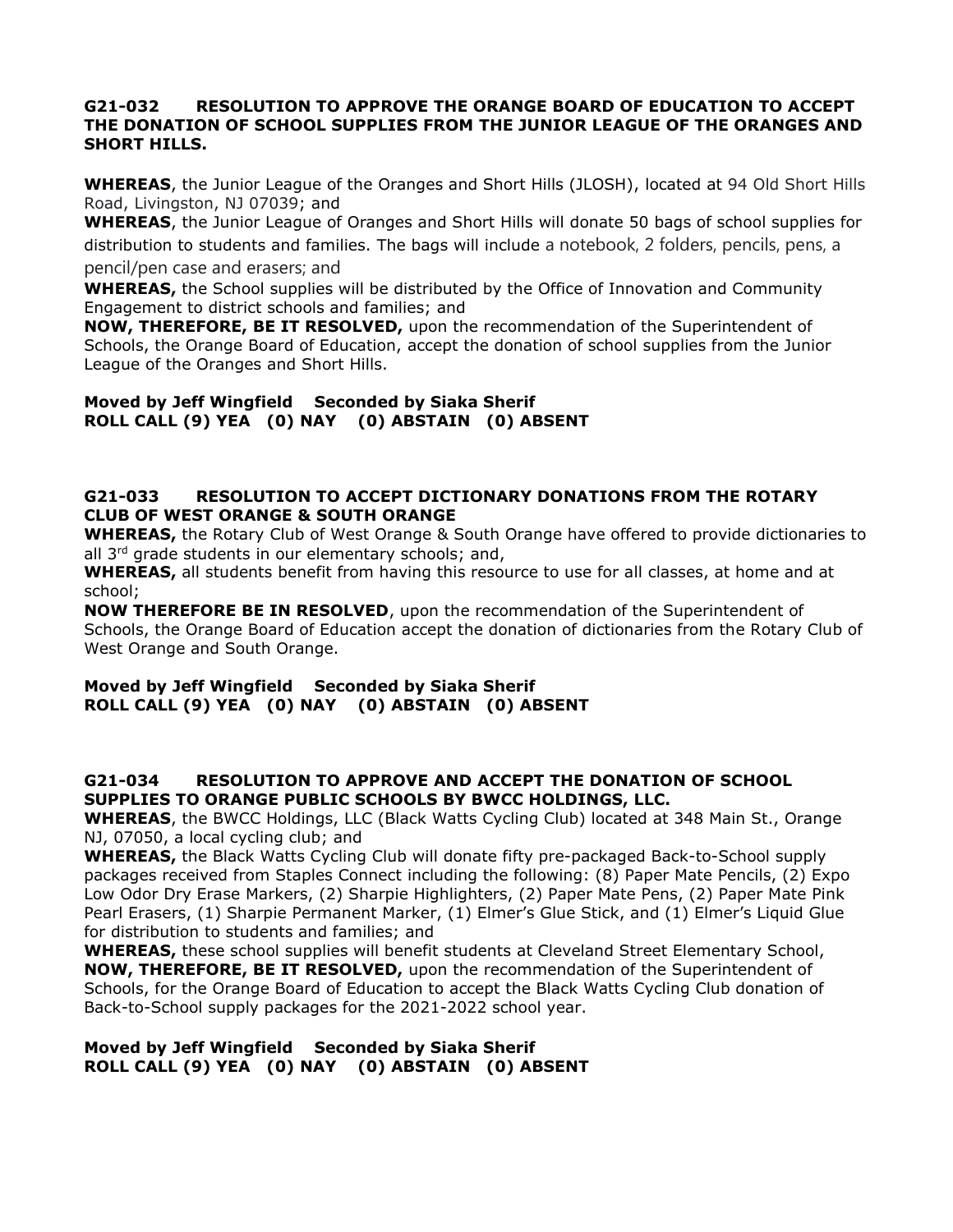**G21-032 RESOLUTION TO APPROVE THE ORANGE BOARD OF EDUCATION TO ACCEPT THE DONATION OF SCHOOL SUPPLIES FROM THE JUNIOR LEAGUE OF THE ORANGES AND SHORT HILLS.**

**WHEREAS**, the Junior League of the Oranges and Short Hills (JLOSH), located at 94 Old Short Hills Road, Livingston, NJ 07039; and

**WHEREAS**, the Junior League of Oranges and Short Hills will donate 50 bags of school supplies for distribution to students and families. The bags will include a notebook, 2 folders, pencils, pens, a pencil/pen case and erasers; and

**WHEREAS,** the School supplies will be distributed by the Office of Innovation and Community Engagement to district schools and families; and

**NOW, THEREFORE, BE IT RESOLVED,** upon the recommendation of the Superintendent of Schools, the Orange Board of Education, accept the donation of school supplies from the Junior League of the Oranges and Short Hills.

**Moved by Jeff Wingfield Seconded by Siaka Sherif**
**ROLL CALL (9) YEA (0) NAY (0) ABSTAIN (0) ABSENT**

**G21-033 RESOLUTION TO ACCEPT DICTIONARY DONATIONS FROM THE ROTARY CLUB OF WEST ORANGE & SOUTH ORANGE**

**WHEREAS,** the Rotary Club of West Orange & South Orange have offered to provide dictionaries to all 3rd grade students in our elementary schools; and,

**WHEREAS,** all students benefit from having this resource to use for all classes, at home and at school;

**NOW THEREFORE BE IN RESOLVED**, upon the recommendation of the Superintendent of Schools, the Orange Board of Education accept the donation of dictionaries from the Rotary Club of West Orange and South Orange.

**Moved by Jeff Wingfield Seconded by Siaka Sherif**
**ROLL CALL (9) YEA (0) NAY (0) ABSTAIN (0) ABSENT**

**G21-034 RESOLUTION TO APPROVE AND ACCEPT THE DONATION OF SCHOOL SUPPLIES TO ORANGE PUBLIC SCHOOLS BY BWCC HOLDINGS, LLC.**

**WHEREAS**, the BWCC Holdings, LLC (Black Watts Cycling Club) located at 348 Main St., Orange NJ, 07050, a local cycling club; and

**WHEREAS,** the Black Watts Cycling Club will donate fifty pre-packaged Back-to-School supply packages received from Staples Connect including the following: (8) Paper Mate Pencils, (2) Expo Low Odor Dry Erase Markers, (2) Sharpie Highlighters, (2) Paper Mate Pens, (2) Paper Mate Pink Pearl Erasers, (1) Sharpie Permanent Marker, (1) Elmer's Glue Stick, and (1) Elmer's Liquid Glue for distribution to students and families; and

**WHEREAS,** these school supplies will benefit students at Cleveland Street Elementary School,

**NOW, THEREFORE, BE IT RESOLVED,** upon the recommendation of the Superintendent of Schools, for the Orange Board of Education to accept the Black Watts Cycling Club donation of Back-to-School supply packages for the 2021-2022 school year.

**Moved by Jeff Wingfield Seconded by Siaka Sherif**
**ROLL CALL (9) YEA (0) NAY (0) ABSTAIN (0) ABSENT**